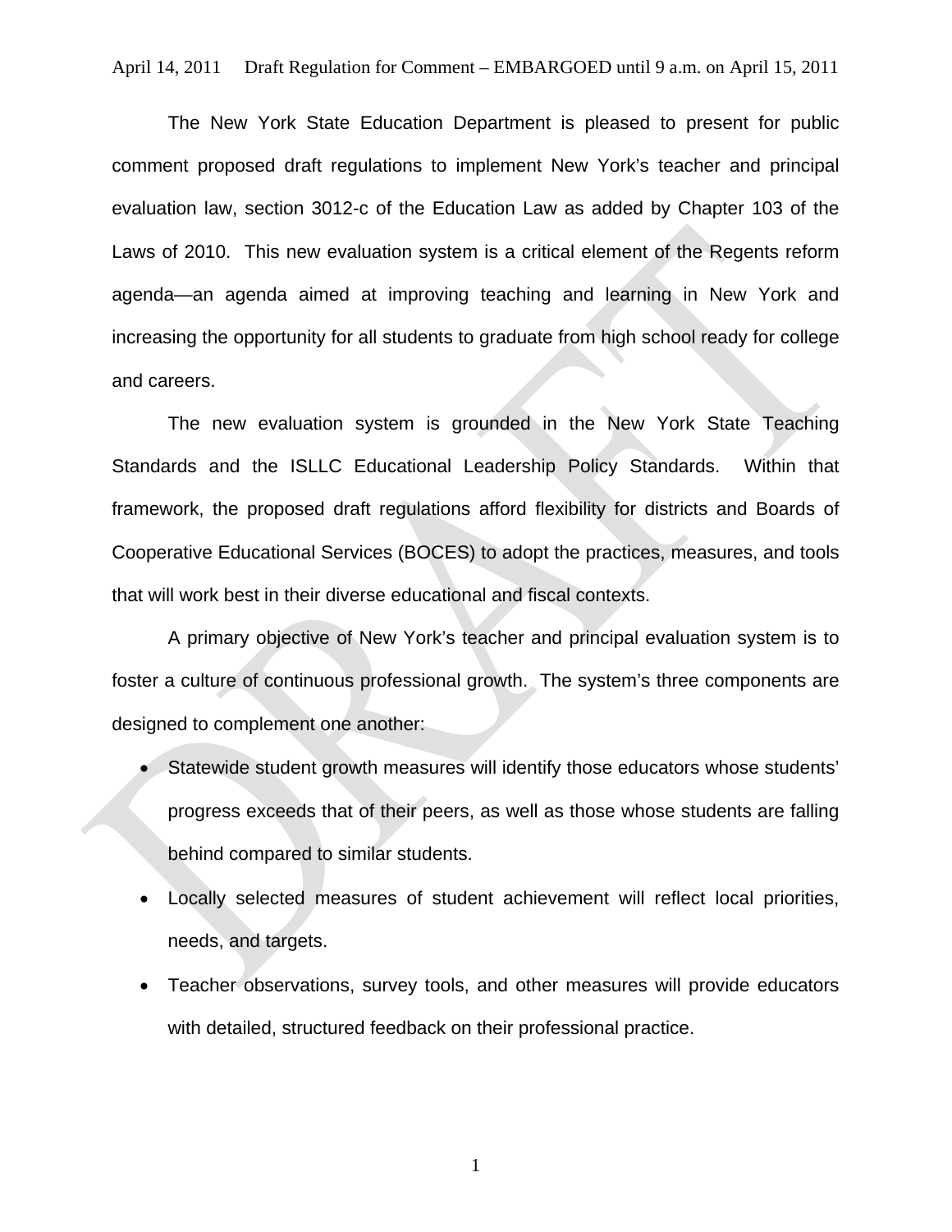April 14, 2011 Draft Regulation for Comment – EMBARGOED until 9 a.m. on April 15, 2011

The New York State Education Department is pleased to present for public comment proposed draft regulations to implement New York's teacher and principal evaluation law, section 3012-c of the Education Law as added by Chapter 103 of the Laws of 2010. This new evaluation system is a critical element of the Regents reform agenda—an agenda aimed at improving teaching and learning in New York and increasing the opportunity for all students to graduate from high school ready for college and careers.

The new evaluation system is grounded in the New York State Teaching Standards and the ISLLC Educational Leadership Policy Standards. Within that framework, the proposed draft regulations afford flexibility for districts and Boards of Cooperative Educational Services (BOCES) to adopt the practices, measures, and tools that will work best in their diverse educational and fiscal contexts.

A primary objective of New York's teacher and principal evaluation system is to foster a culture of continuous professional growth. The system's three components are designed to complement one another:

- Statewide student growth measures will identify those educators whose students' progress exceeds that of their peers, as well as those whose students are falling behind compared to similar students.
- Locally selected measures of student achievement will reflect local priorities, needs, and targets.
- Teacher observations, survey tools, and other measures will provide educators with detailed, structured feedback on their professional practice.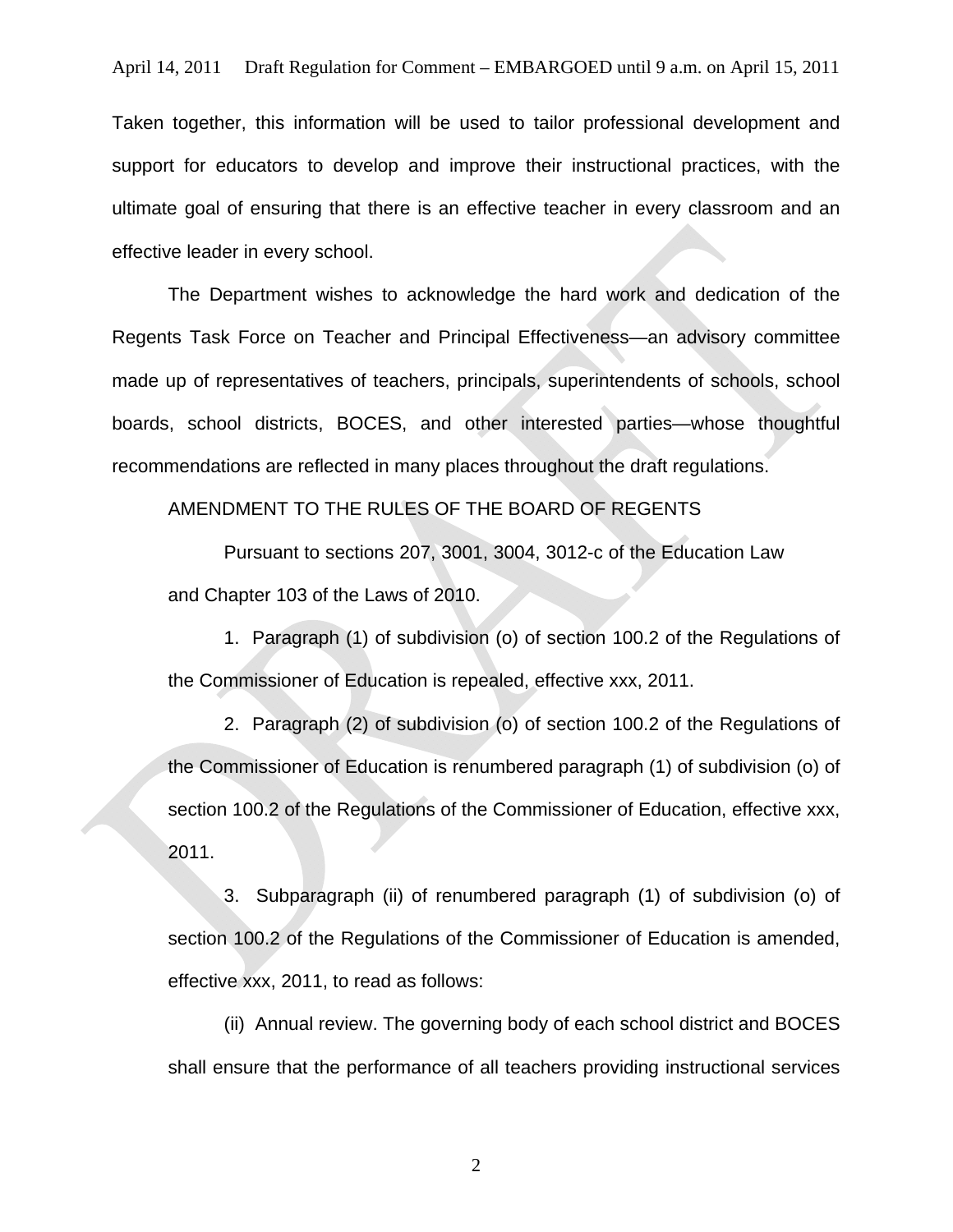Taken together, this information will be used to tailor professional development and support for educators to develop and improve their instructional practices, with the ultimate goal of ensuring that there is an effective teacher in every classroom and an effective leader in every school.

The Department wishes to acknowledge the hard work and dedication of the Regents Task Force on Teacher and Principal Effectiveness—an advisory committee made up of representatives of teachers, principals, superintendents of schools, school boards, school districts, BOCES, and other interested parties—whose thoughtful recommendations are reflected in many places throughout the draft regulations.

AMENDMENT TO THE RULES OF THE BOARD OF REGENTS

Pursuant to sections 207, 3001, 3004, 3012-c of the Education Law and Chapter 103 of the Laws of 2010.

1. Paragraph (1) of subdivision (o) of section 100.2 of the Regulations of the Commissioner of Education is repealed, effective xxx, 2011.

2. Paragraph (2) of subdivision (o) of section 100.2 of the Regulations of the Commissioner of Education is renumbered paragraph (1) of subdivision (o) of section 100.2 of the Regulations of the Commissioner of Education, effective xxx, 2011.

3. Subparagraph (ii) of renumbered paragraph (1) of subdivision (o) of section 100.2 of the Regulations of the Commissioner of Education is amended, effective xxx, 2011, to read as follows:

(ii) Annual review. The governing body of each school district and BOCES shall ensure that the performance of all teachers providing instructional services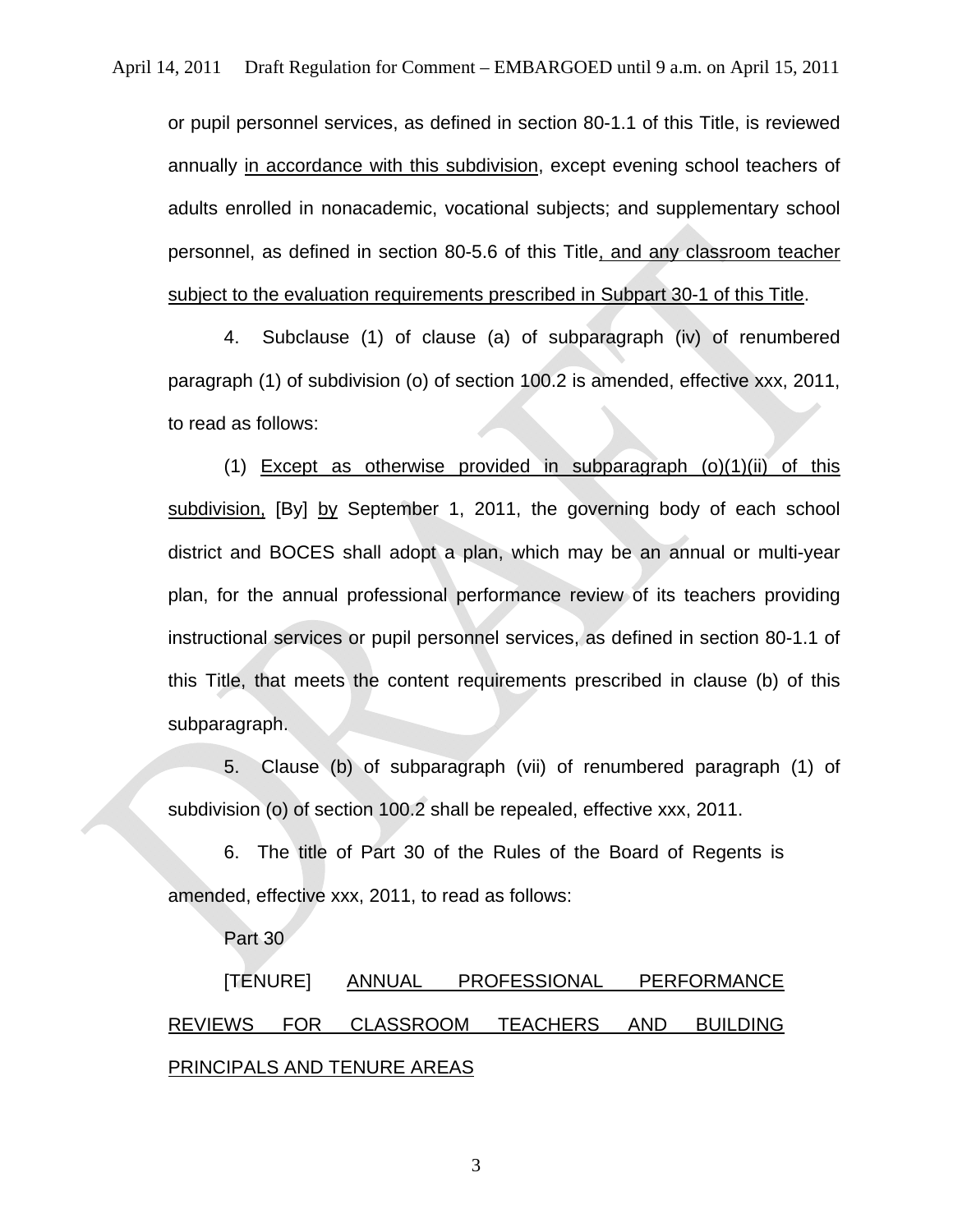or pupil personnel services, as defined in section 80-1.1 of this Title, is reviewed annually <u>in accordance with this subdivision</u>, except evening school teachers of adults enrolled in nonacademic, vocational subjects; and supplementary school personnel, as defined in section 80-5.6 of this Title<u>, and any classroom teacher subject to the evaluation requirements prescribed in Subpart 30-1 of this Title</u>.

4. Subclause (1) of clause (a) of subparagraph (iv) of renumbered paragraph (1) of subdivision (o) of section 100.2 is amended, effective xxx, 2011, to read as follows:

(1) <u>Except as otherwise provided in subparagraph (o)(1)(ii) of this subdivision,</u> [By] <u>by</u> September 1, 2011, the governing body of each school district and BOCES shall adopt a plan, which may be an annual or multi-year plan, for the annual professional performance review of its teachers providing instructional services or pupil personnel services, as defined in section 80-1.1 of this Title, that meets the content requirements prescribed in clause (b) of this subparagraph.

5. Clause (b) of subparagraph (vii) of renumbered paragraph (1) of subdivision (o) of section 100.2 shall be repealed, effective xxx, 2011.

6. The title of Part 30 of the Rules of the Board of Regents is amended, effective xxx, 2011, to read as follows:

Part 30

[TENURE] <u>ANNUAL PROFESSIONAL PERFORMANCE REVIEWS FOR CLASSROOM TEACHERS AND BUILDING PRINCIPALS AND TENURE AREAS</u>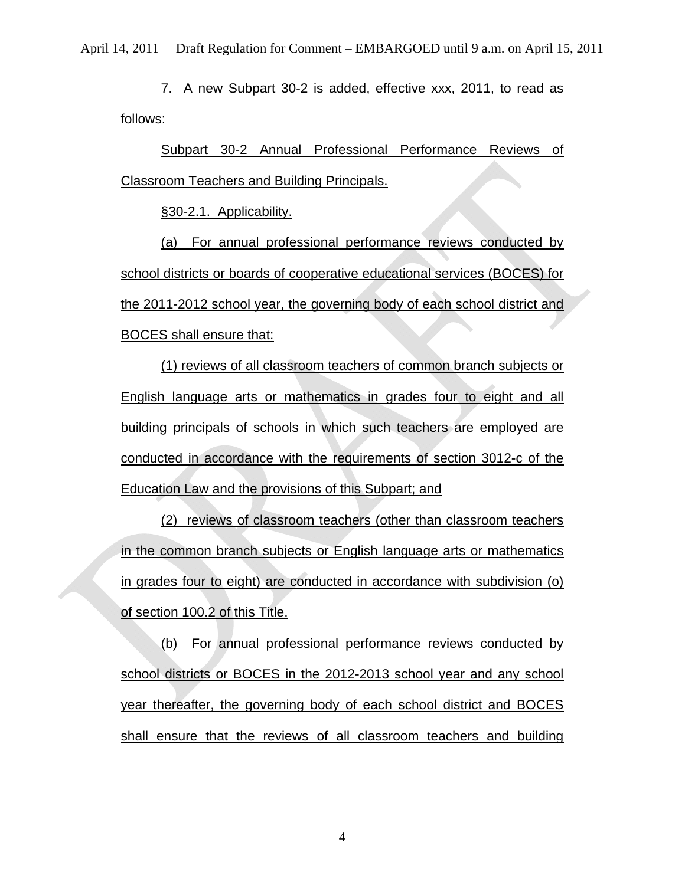7. A new Subpart 30-2 is added, effective xxx, 2011, to read as follows:

Subpart 30-2 Annual Professional Performance Reviews of Classroom Teachers and Building Principals.

§30-2.1. Applicability.

(a) For annual professional performance reviews conducted by school districts or boards of cooperative educational services (BOCES) for the 2011-2012 school year, the governing body of each school district and BOCES shall ensure that:

(1) reviews of all classroom teachers of common branch subjects or English language arts or mathematics in grades four to eight and all building principals of schools in which such teachers are employed are conducted in accordance with the requirements of section 3012-c of the Education Law and the provisions of this Subpart; and

(2) reviews of classroom teachers (other than classroom teachers in the common branch subjects or English language arts or mathematics in grades four to eight) are conducted in accordance with subdivision (o) of section 100.2 of this Title.

(b) For annual professional performance reviews conducted by school districts or BOCES in the 2012-2013 school year and any school year thereafter, the governing body of each school district and BOCES shall ensure that the reviews of all classroom teachers and building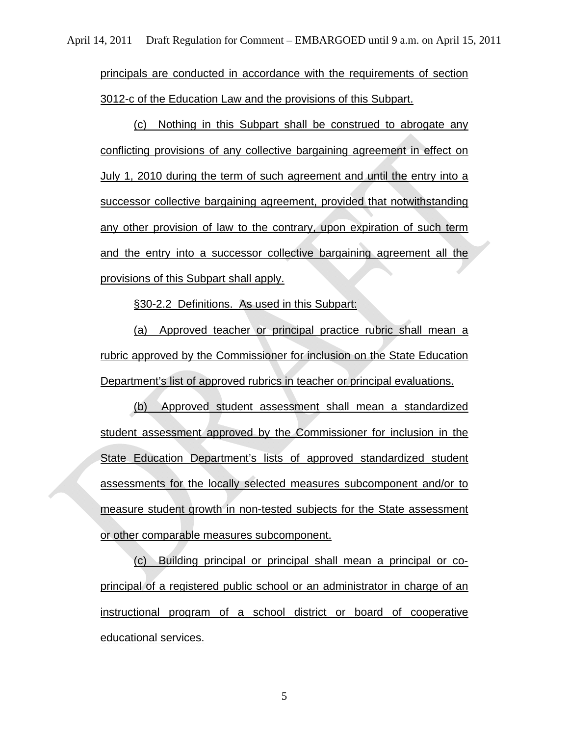principals are conducted in accordance with the requirements of section 3012-c of the Education Law and the provisions of this Subpart.

(c) Nothing in this Subpart shall be construed to abrogate any conflicting provisions of any collective bargaining agreement in effect on July 1, 2010 during the term of such agreement and until the entry into a successor collective bargaining agreement, provided that notwithstanding any other provision of law to the contrary, upon expiration of such term and the entry into a successor collective bargaining agreement all the provisions of this Subpart shall apply.

§30-2.2 Definitions. As used in this Subpart:

(a) Approved teacher or principal practice rubric shall mean a rubric approved by the Commissioner for inclusion on the State Education Department's list of approved rubrics in teacher or principal evaluations.

(b) Approved student assessment shall mean a standardized student assessment approved by the Commissioner for inclusion in the State Education Department's lists of approved standardized student assessments for the locally selected measures subcomponent and/or to measure student growth in non-tested subjects for the State assessment or other comparable measures subcomponent.

(c) Building principal or principal shall mean a principal or co-principal of a registered public school or an administrator in charge of an instructional program of a school district or board of cooperative educational services.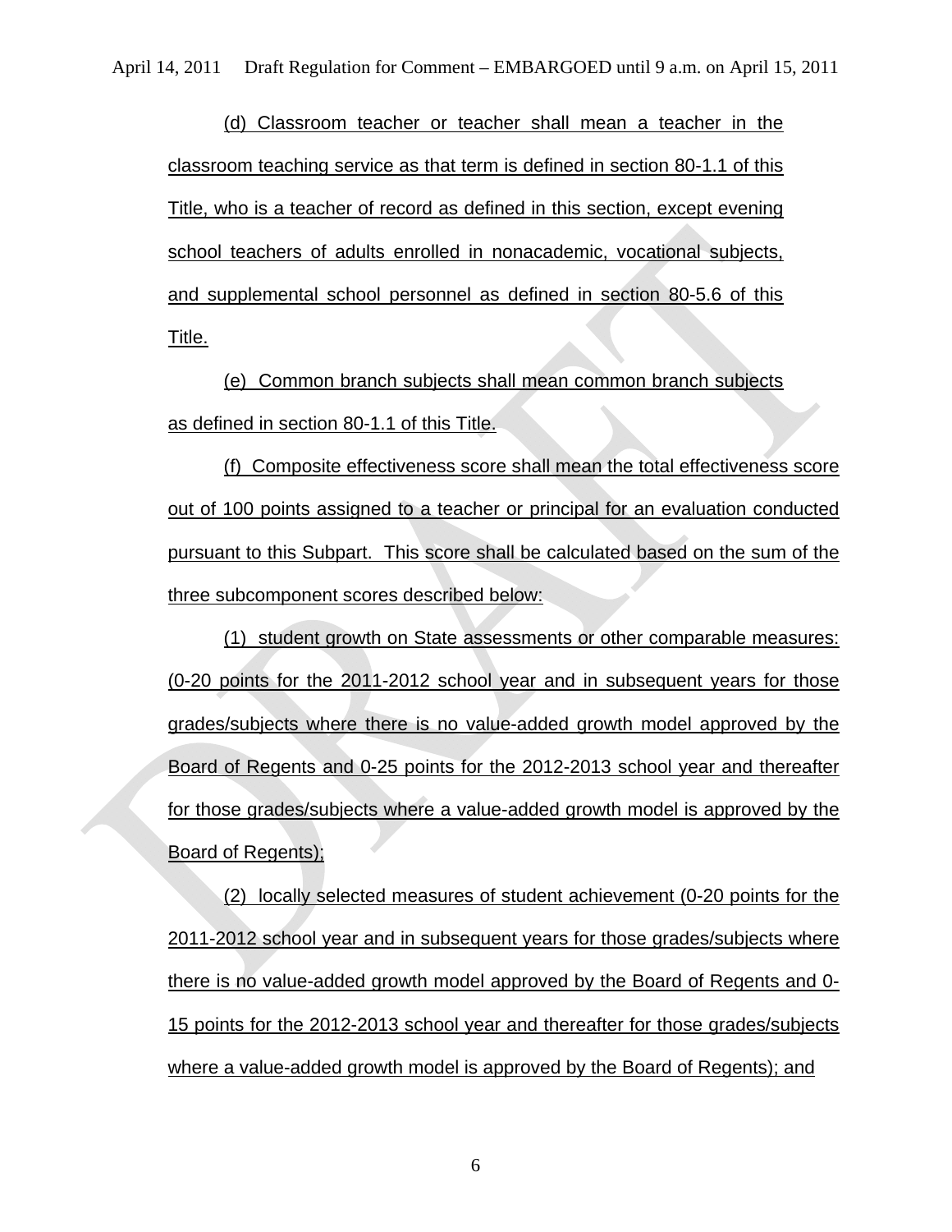(d) Classroom teacher or teacher shall mean a teacher in the classroom teaching service as that term is defined in section 80-1.1 of this Title, who is a teacher of record as defined in this section, except evening school teachers of adults enrolled in nonacademic, vocational subjects, and supplemental school personnel as defined in section 80-5.6 of this Title.

(e) Common branch subjects shall mean common branch subjects as defined in section 80-1.1 of this Title.

(f) Composite effectiveness score shall mean the total effectiveness score out of 100 points assigned to a teacher or principal for an evaluation conducted pursuant to this Subpart. This score shall be calculated based on the sum of the three subcomponent scores described below:

(1) student growth on State assessments or other comparable measures: (0-20 points for the 2011-2012 school year and in subsequent years for those grades/subjects where there is no value-added growth model approved by the Board of Regents and 0-25 points for the 2012-2013 school year and thereafter for those grades/subjects where a value-added growth model is approved by the Board of Regents);

(2) locally selected measures of student achievement (0-20 points for the 2011-2012 school year and in subsequent years for those grades/subjects where there is no value-added growth model approved by the Board of Regents and 0-15 points for the 2012-2013 school year and thereafter for those grades/subjects where a value-added growth model is approved by the Board of Regents); and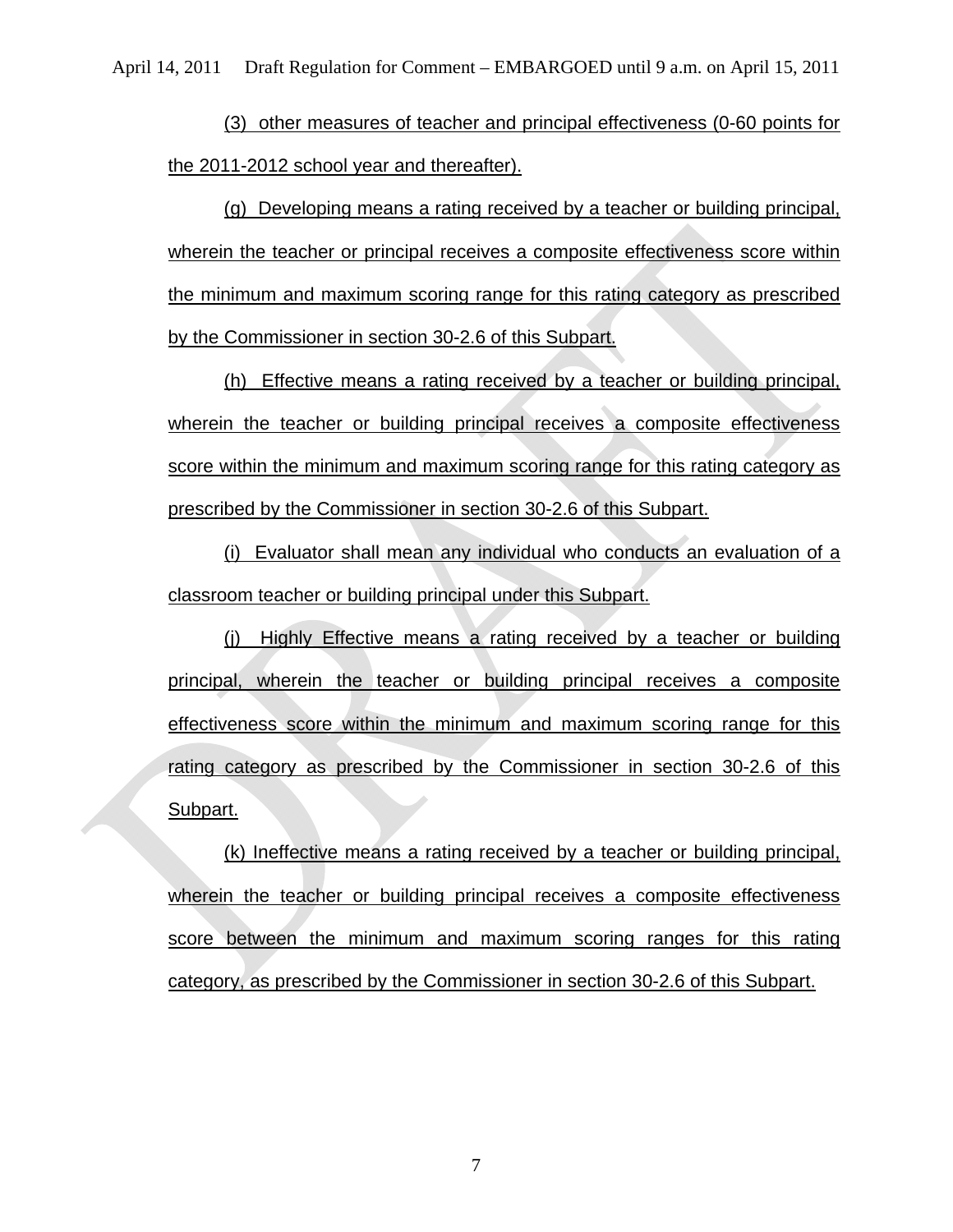(3) other measures of teacher and principal effectiveness (0-60 points for the 2011-2012 school year and thereafter).

(g) Developing means a rating received by a teacher or building principal, wherein the teacher or principal receives a composite effectiveness score within the minimum and maximum scoring range for this rating category as prescribed by the Commissioner in section 30-2.6 of this Subpart.

(h) Effective means a rating received by a teacher or building principal, wherein the teacher or building principal receives a composite effectiveness score within the minimum and maximum scoring range for this rating category as prescribed by the Commissioner in section 30-2.6 of this Subpart.

(i) Evaluator shall mean any individual who conducts an evaluation of a classroom teacher or building principal under this Subpart.

(j) Highly Effective means a rating received by a teacher or building principal, wherein the teacher or building principal receives a composite effectiveness score within the minimum and maximum scoring range for this rating category as prescribed by the Commissioner in section 30-2.6 of this Subpart.

(k) Ineffective means a rating received by a teacher or building principal, wherein the teacher or building principal receives a composite effectiveness score between the minimum and maximum scoring ranges for this rating category, as prescribed by the Commissioner in section 30-2.6 of this Subpart.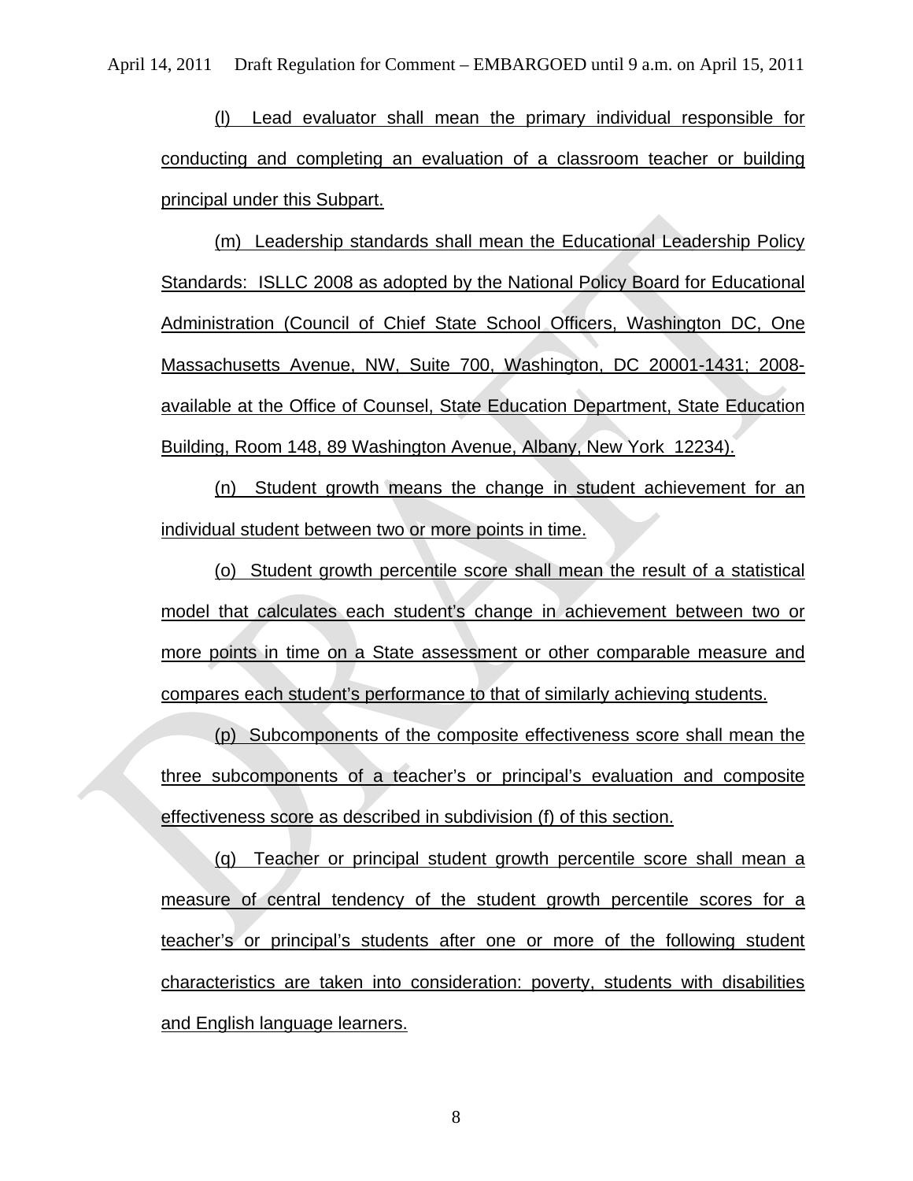(l) Lead evaluator shall mean the primary individual responsible for conducting and completing an evaluation of a classroom teacher or building principal under this Subpart.

(m) Leadership standards shall mean the Educational Leadership Policy Standards: ISLLC 2008 as adopted by the National Policy Board for Educational Administration (Council of Chief State School Officers, Washington DC, One Massachusetts Avenue, NW, Suite 700, Washington, DC 20001-1431; 2008-available at the Office of Counsel, State Education Department, State Education Building, Room 148, 89 Washington Avenue, Albany, New York 12234).

(n) Student growth means the change in student achievement for an individual student between two or more points in time.

(o) Student growth percentile score shall mean the result of a statistical model that calculates each student's change in achievement between two or more points in time on a State assessment or other comparable measure and compares each student's performance to that of similarly achieving students.

(p) Subcomponents of the composite effectiveness score shall mean the three subcomponents of a teacher's or principal's evaluation and composite effectiveness score as described in subdivision (f) of this section.

(q) Teacher or principal student growth percentile score shall mean a measure of central tendency of the student growth percentile scores for a teacher's or principal's students after one or more of the following student characteristics are taken into consideration: poverty, students with disabilities and English language learners.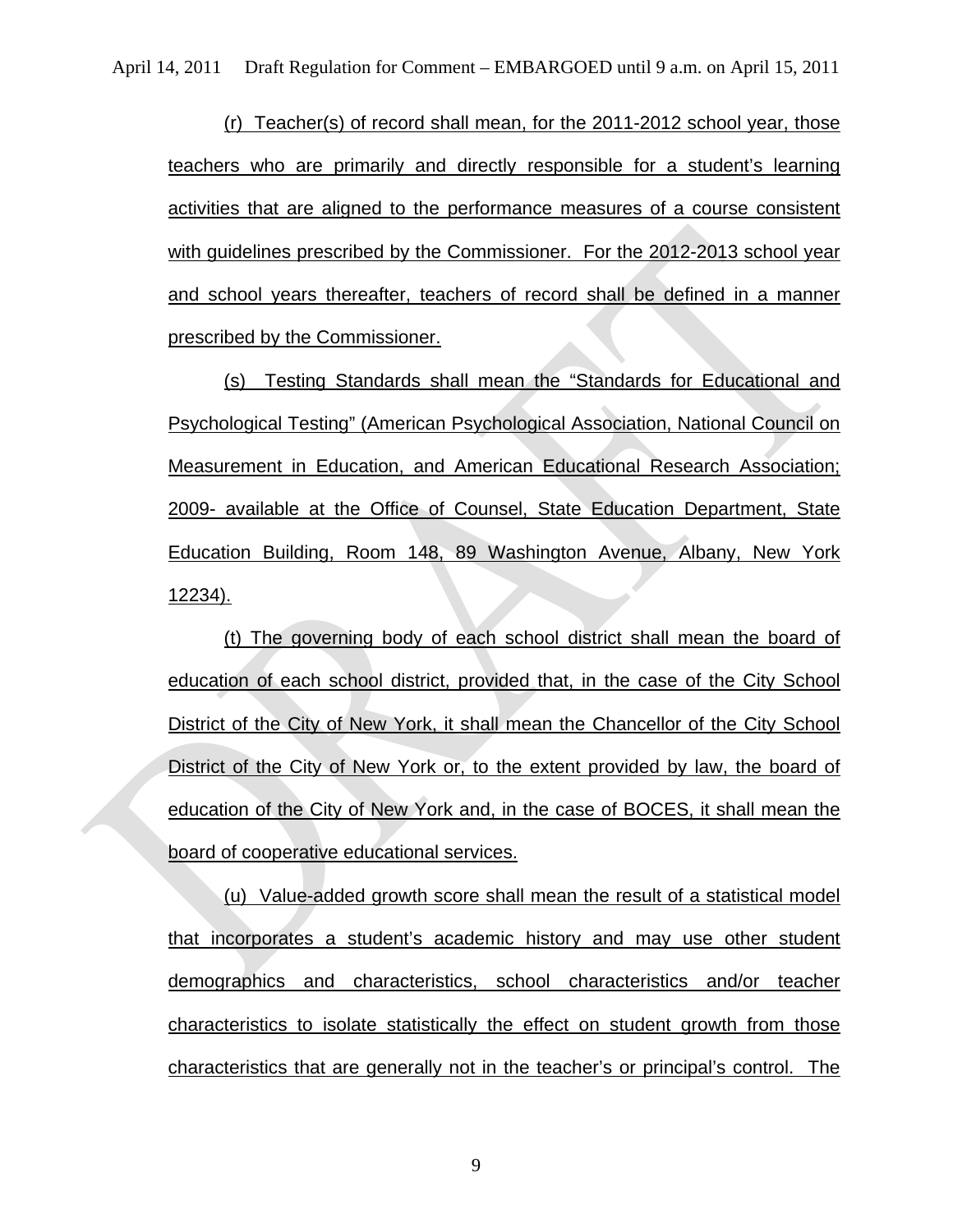(r) Teacher(s) of record shall mean, for the 2011-2012 school year, those teachers who are primarily and directly responsible for a student's learning activities that are aligned to the performance measures of a course consistent with guidelines prescribed by the Commissioner. For the 2012-2013 school year and school years thereafter, teachers of record shall be defined in a manner prescribed by the Commissioner.

(s) Testing Standards shall mean the "Standards for Educational and Psychological Testing" (American Psychological Association, National Council on Measurement in Education, and American Educational Research Association; 2009- available at the Office of Counsel, State Education Department, State Education Building, Room 148, 89 Washington Avenue, Albany, New York 12234).

(t) The governing body of each school district shall mean the board of education of each school district, provided that, in the case of the City School District of the City of New York, it shall mean the Chancellor of the City School District of the City of New York or, to the extent provided by law, the board of education of the City of New York and, in the case of BOCES, it shall mean the board of cooperative educational services.

(u) Value-added growth score shall mean the result of a statistical model that incorporates a student's academic history and may use other student demographics and characteristics, school characteristics and/or teacher characteristics to isolate statistically the effect on student growth from those characteristics that are generally not in the teacher's or principal's control. The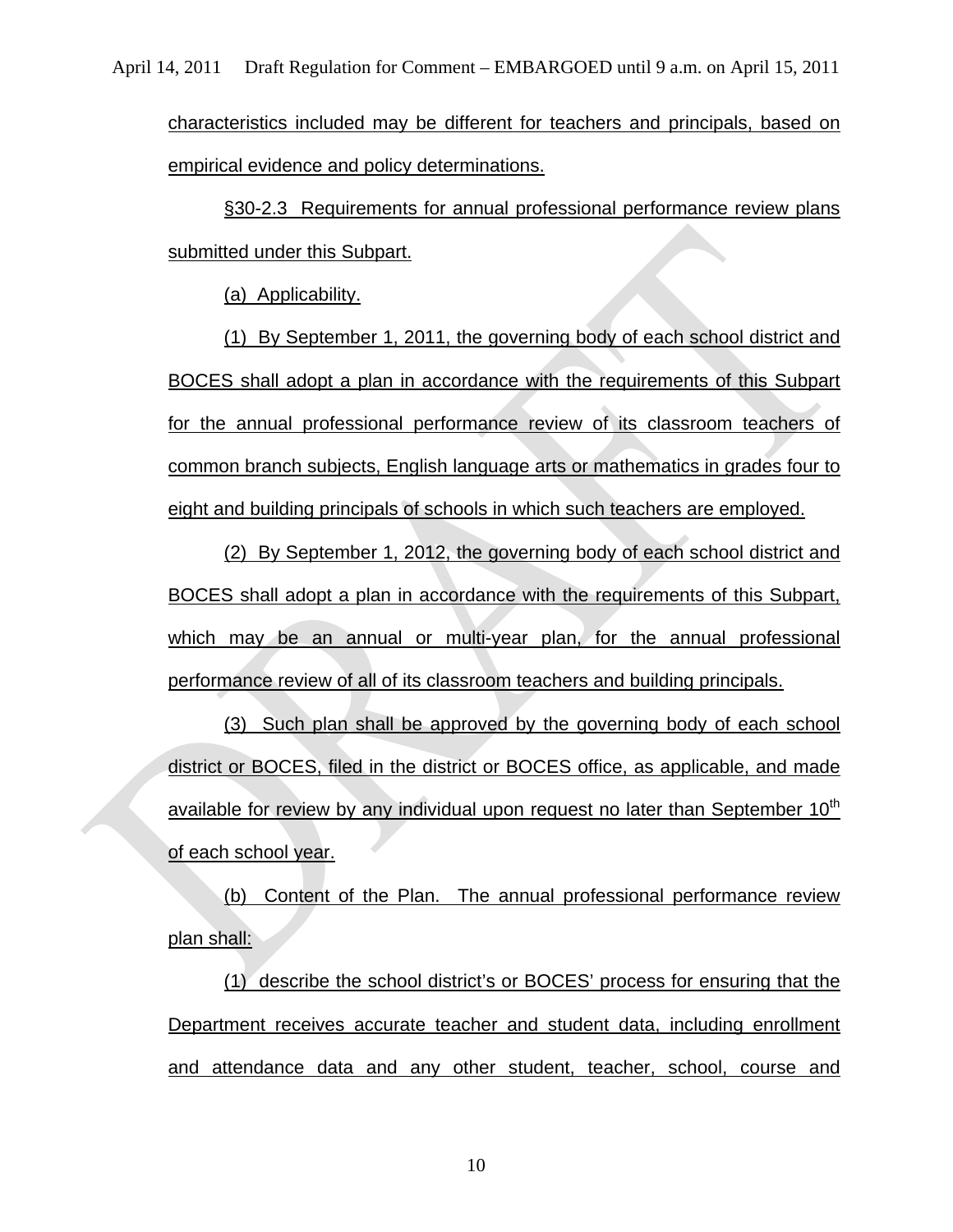characteristics included may be different for teachers and principals, based on empirical evidence and policy determinations.

§30-2.3 Requirements for annual professional performance review plans submitted under this Subpart.

(a) Applicability.

(1) By September 1, 2011, the governing body of each school district and BOCES shall adopt a plan in accordance with the requirements of this Subpart for the annual professional performance review of its classroom teachers of common branch subjects, English language arts or mathematics in grades four to eight and building principals of schools in which such teachers are employed.

(2) By September 1, 2012, the governing body of each school district and BOCES shall adopt a plan in accordance with the requirements of this Subpart, which may be an annual or multi-year plan, for the annual professional performance review of all of its classroom teachers and building principals.

(3) Such plan shall be approved by the governing body of each school district or BOCES, filed in the district or BOCES office, as applicable, and made available for review by any individual upon request no later than September 10th of each school year.

(b) Content of the Plan. The annual professional performance review plan shall:

(1) describe the school district's or BOCES' process for ensuring that the Department receives accurate teacher and student data, including enrollment and attendance data and any other student, teacher, school, course and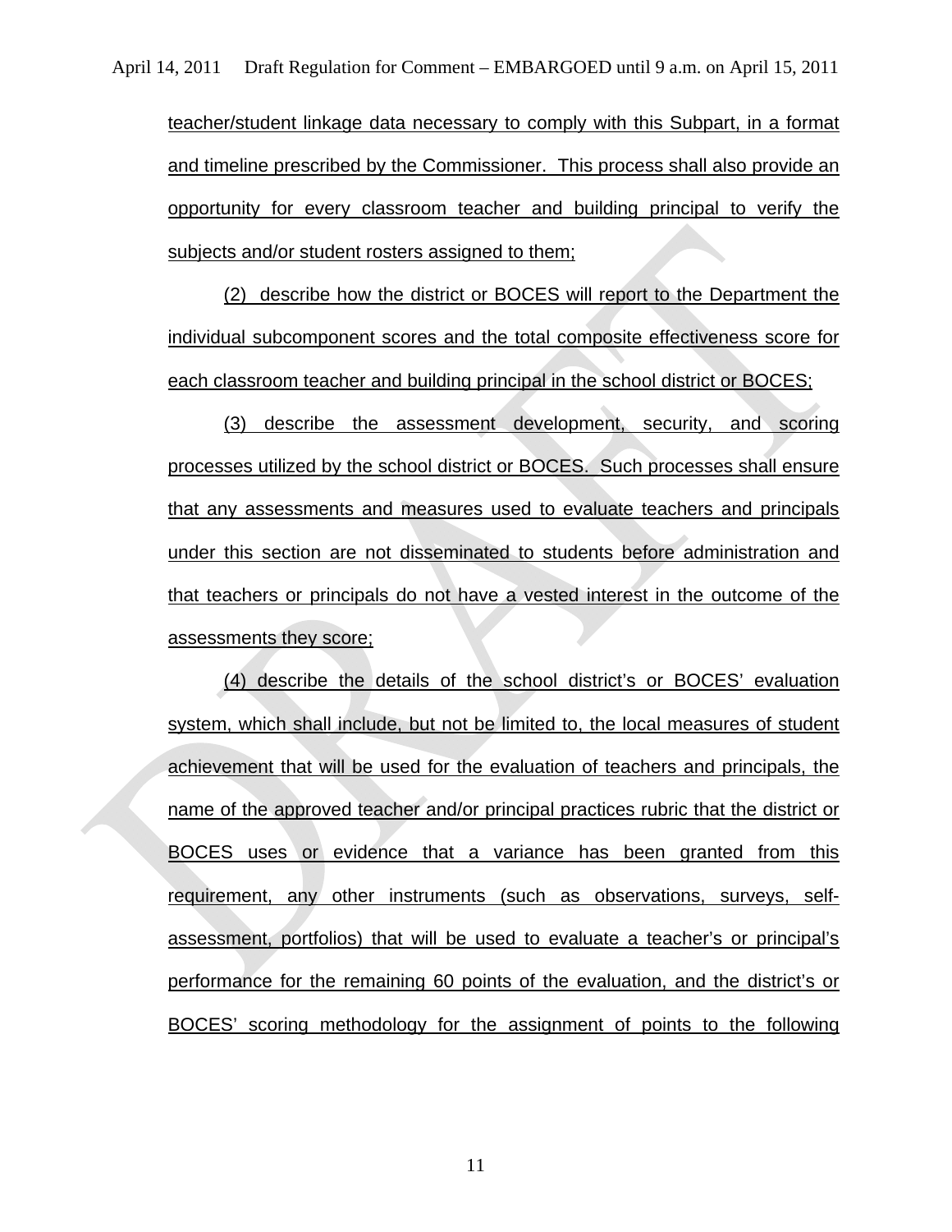teacher/student linkage data necessary to comply with this Subpart, in a format and timeline prescribed by the Commissioner. This process shall also provide an opportunity for every classroom teacher and building principal to verify the subjects and/or student rosters assigned to them;

(2) describe how the district or BOCES will report to the Department the individual subcomponent scores and the total composite effectiveness score for each classroom teacher and building principal in the school district or BOCES;

(3) describe the assessment development, security, and scoring processes utilized by the school district or BOCES. Such processes shall ensure that any assessments and measures used to evaluate teachers and principals under this section are not disseminated to students before administration and that teachers or principals do not have a vested interest in the outcome of the assessments they score;

(4) describe the details of the school district's or BOCES' evaluation system, which shall include, but not be limited to, the local measures of student achievement that will be used for the evaluation of teachers and principals, the name of the approved teacher and/or principal practices rubric that the district or BOCES uses or evidence that a variance has been granted from this requirement, any other instruments (such as observations, surveys, self-assessment, portfolios) that will be used to evaluate a teacher's or principal's performance for the remaining 60 points of the evaluation, and the district's or BOCES' scoring methodology for the assignment of points to the following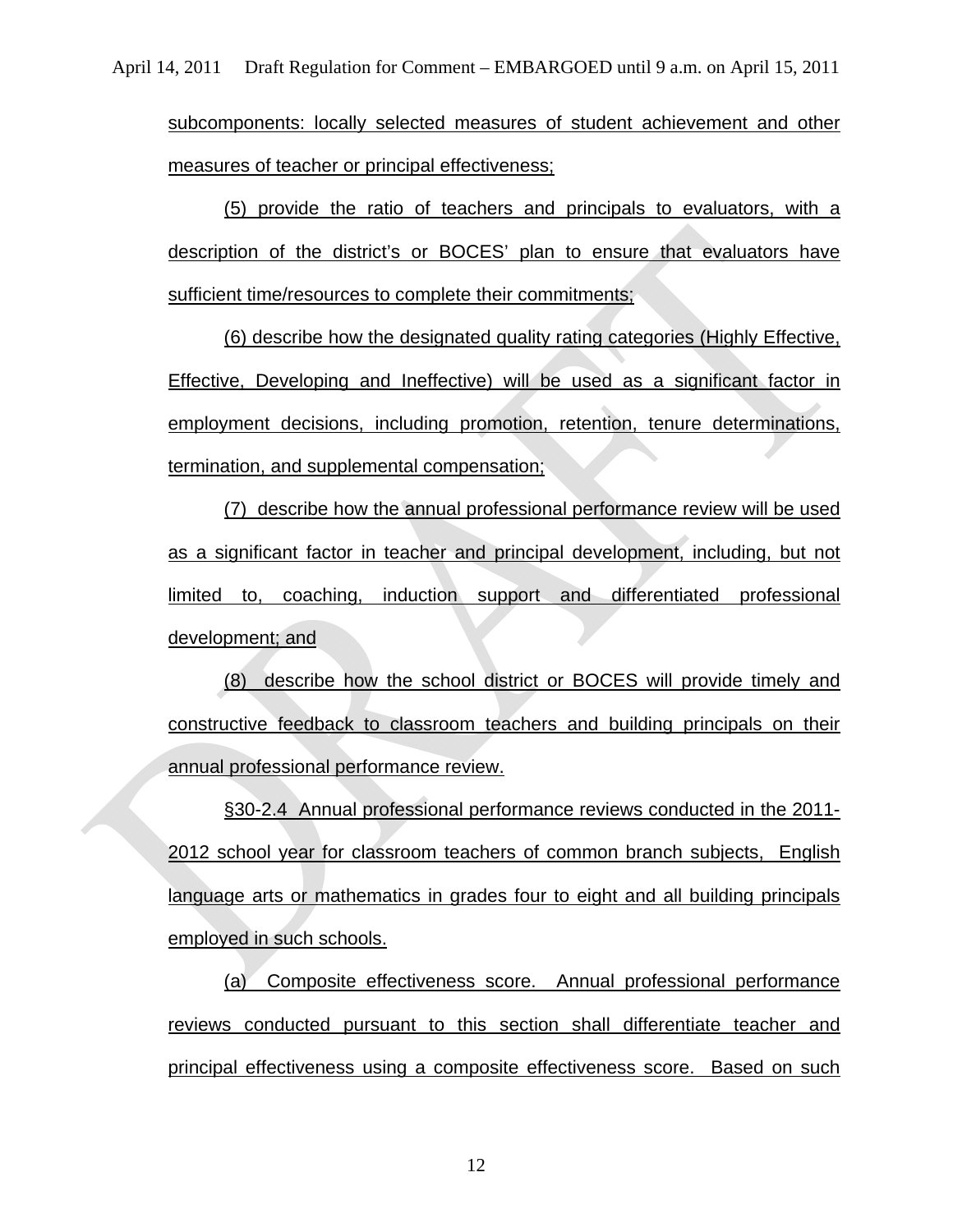subcomponents: locally selected measures of student achievement and other measures of teacher or principal effectiveness;

(5) provide the ratio of teachers and principals to evaluators, with a description of the district's or BOCES' plan to ensure that evaluators have sufficient time/resources to complete their commitments;

(6) describe how the designated quality rating categories (Highly Effective, Effective, Developing and Ineffective) will be used as a significant factor in employment decisions, including promotion, retention, tenure determinations, termination, and supplemental compensation;

(7) describe how the annual professional performance review will be used as a significant factor in teacher and principal development, including, but not limited to, coaching, induction support and differentiated professional development; and

(8) describe how the school district or BOCES will provide timely and constructive feedback to classroom teachers and building principals on their annual professional performance review.

§30-2.4 Annual professional performance reviews conducted in the 2011-2012 school year for classroom teachers of common branch subjects, English language arts or mathematics in grades four to eight and all building principals employed in such schools.

(a) Composite effectiveness score. Annual professional performance reviews conducted pursuant to this section shall differentiate teacher and principal effectiveness using a composite effectiveness score. Based on such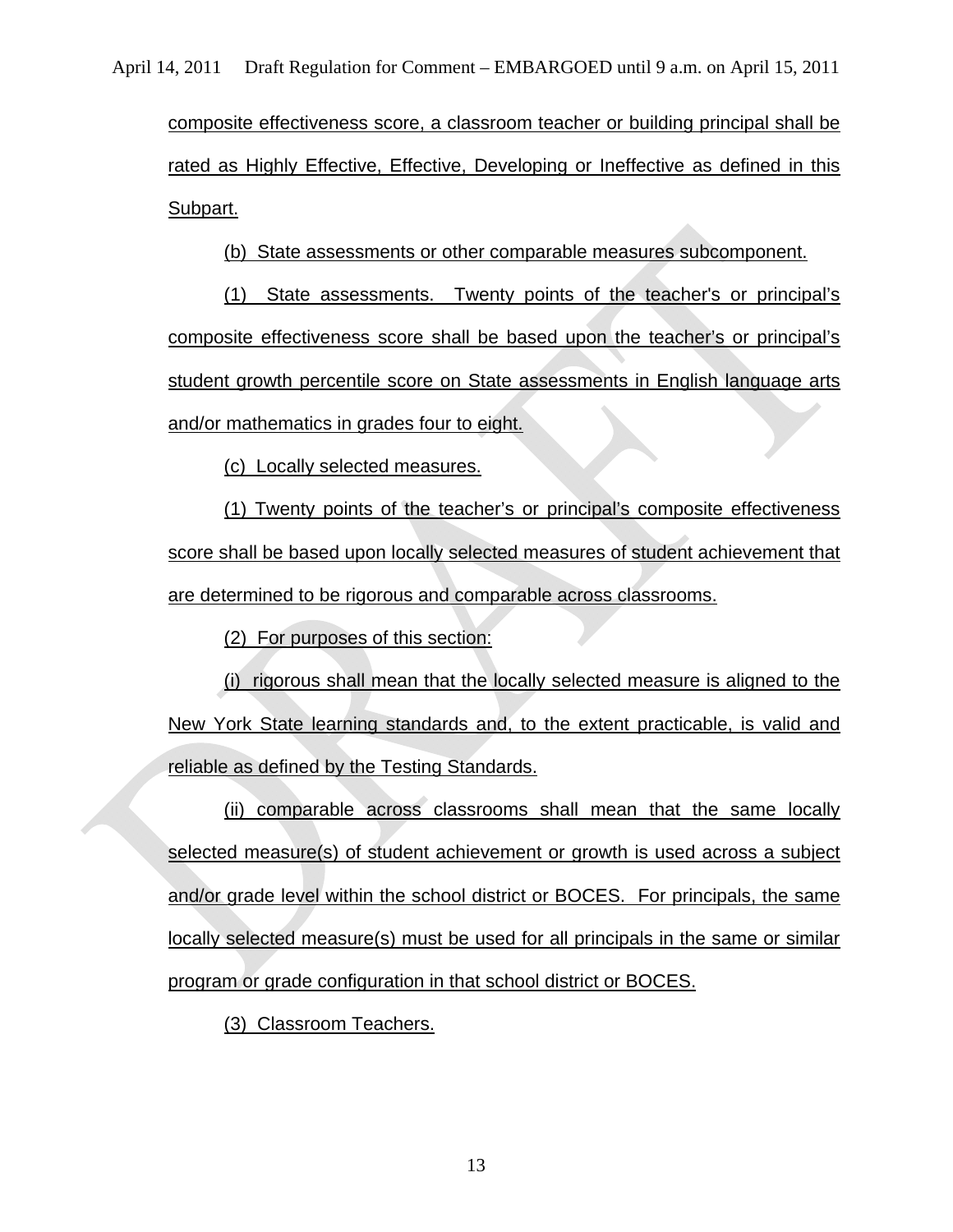composite effectiveness score, a classroom teacher or building principal shall be rated as Highly Effective, Effective, Developing or Ineffective as defined in this Subpart.

(b) State assessments or other comparable measures subcomponent.

(1) State assessments. Twenty points of the teacher's or principal's composite effectiveness score shall be based upon the teacher's or principal's student growth percentile score on State assessments in English language arts and/or mathematics in grades four to eight.

(c) Locally selected measures.

(1) Twenty points of the teacher's or principal's composite effectiveness score shall be based upon locally selected measures of student achievement that are determined to be rigorous and comparable across classrooms.

(2) For purposes of this section:

(i) rigorous shall mean that the locally selected measure is aligned to the New York State learning standards and, to the extent practicable, is valid and reliable as defined by the Testing Standards.

(ii) comparable across classrooms shall mean that the same locally selected measure(s) of student achievement or growth is used across a subject and/or grade level within the school district or BOCES. For principals, the same locally selected measure(s) must be used for all principals in the same or similar program or grade configuration in that school district or BOCES.

(3) Classroom Teachers.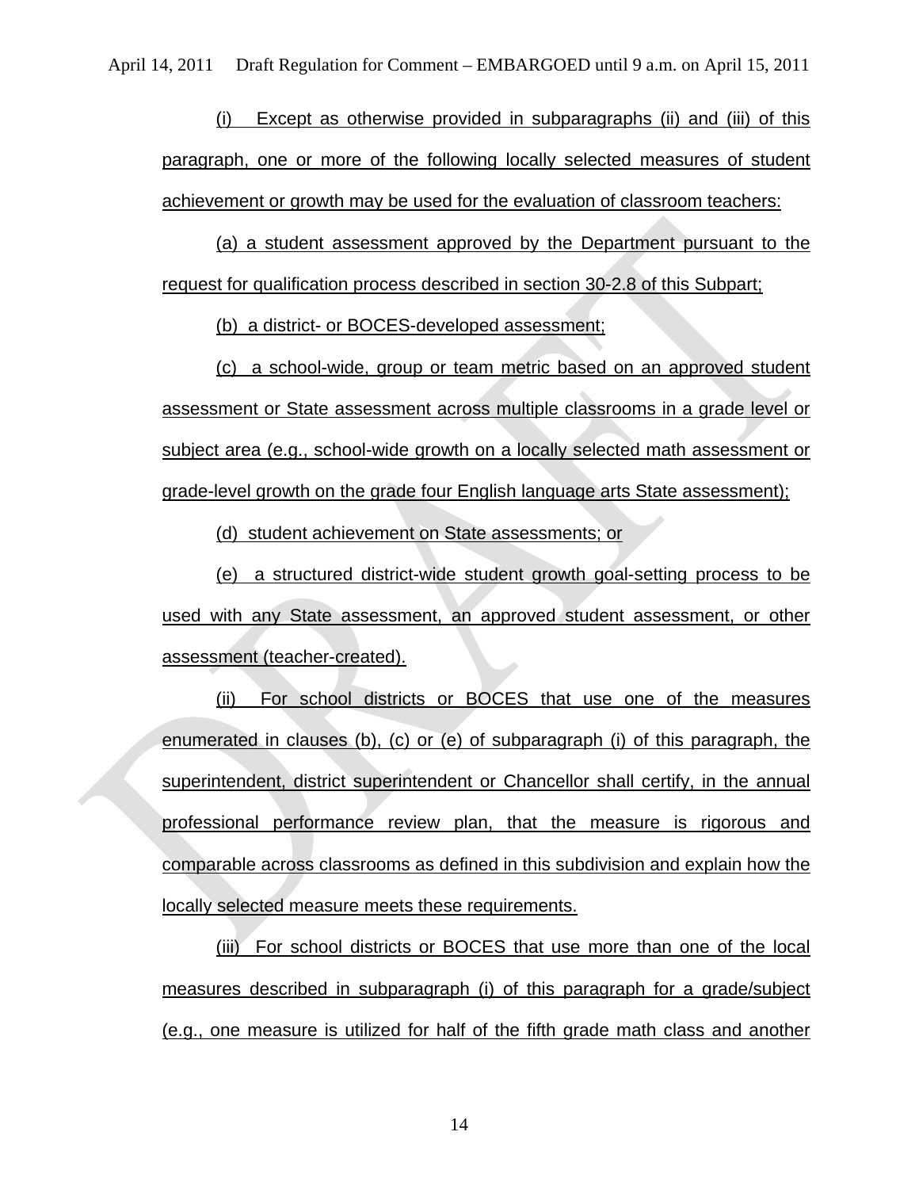(i) Except as otherwise provided in subparagraphs (ii) and (iii) of this paragraph, one or more of the following locally selected measures of student achievement or growth may be used for the evaluation of classroom teachers:

(a) a student assessment approved by the Department pursuant to the request for qualification process described in section 30-2.8 of this Subpart;

(b) a district- or BOCES-developed assessment;

(c) a school-wide, group or team metric based on an approved student assessment or State assessment across multiple classrooms in a grade level or subject area (e.g., school-wide growth on a locally selected math assessment or grade-level growth on the grade four English language arts State assessment);

(d) student achievement on State assessments; or

(e) a structured district-wide student growth goal-setting process to be used with any State assessment, an approved student assessment, or other assessment (teacher-created).

(ii) For school districts or BOCES that use one of the measures enumerated in clauses (b), (c) or (e) of subparagraph (i) of this paragraph, the superintendent, district superintendent or Chancellor shall certify, in the annual professional performance review plan, that the measure is rigorous and comparable across classrooms as defined in this subdivision and explain how the locally selected measure meets these requirements.

(iii) For school districts or BOCES that use more than one of the local measures described in subparagraph (i) of this paragraph for a grade/subject (e.g., one measure is utilized for half of the fifth grade math class and another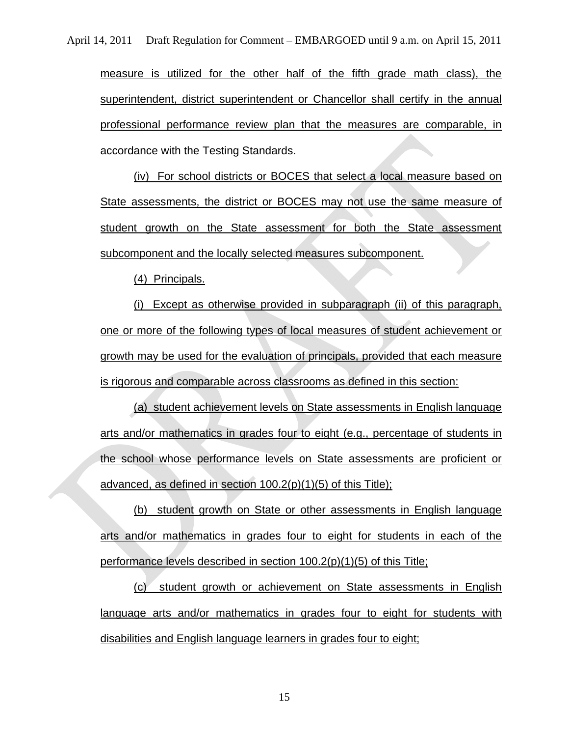measure is utilized for the other half of the fifth grade math class), the superintendent, district superintendent or Chancellor shall certify in the annual professional performance review plan that the measures are comparable, in accordance with the Testing Standards.

(iv) For school districts or BOCES that select a local measure based on State assessments, the district or BOCES may not use the same measure of student growth on the State assessment for both the State assessment subcomponent and the locally selected measures subcomponent.

(4) Principals.

(i) Except as otherwise provided in subparagraph (ii) of this paragraph, one or more of the following types of local measures of student achievement or growth may be used for the evaluation of principals, provided that each measure is rigorous and comparable across classrooms as defined in this section:

(a) student achievement levels on State assessments in English language arts and/or mathematics in grades four to eight (e.g., percentage of students in the school whose performance levels on State assessments are proficient or advanced, as defined in section 100.2(p)(1)(5) of this Title);

(b) student growth on State or other assessments in English language arts and/or mathematics in grades four to eight for students in each of the performance levels described in section 100.2(p)(1)(5) of this Title;

(c) student growth or achievement on State assessments in English language arts and/or mathematics in grades four to eight for students with disabilities and English language learners in grades four to eight;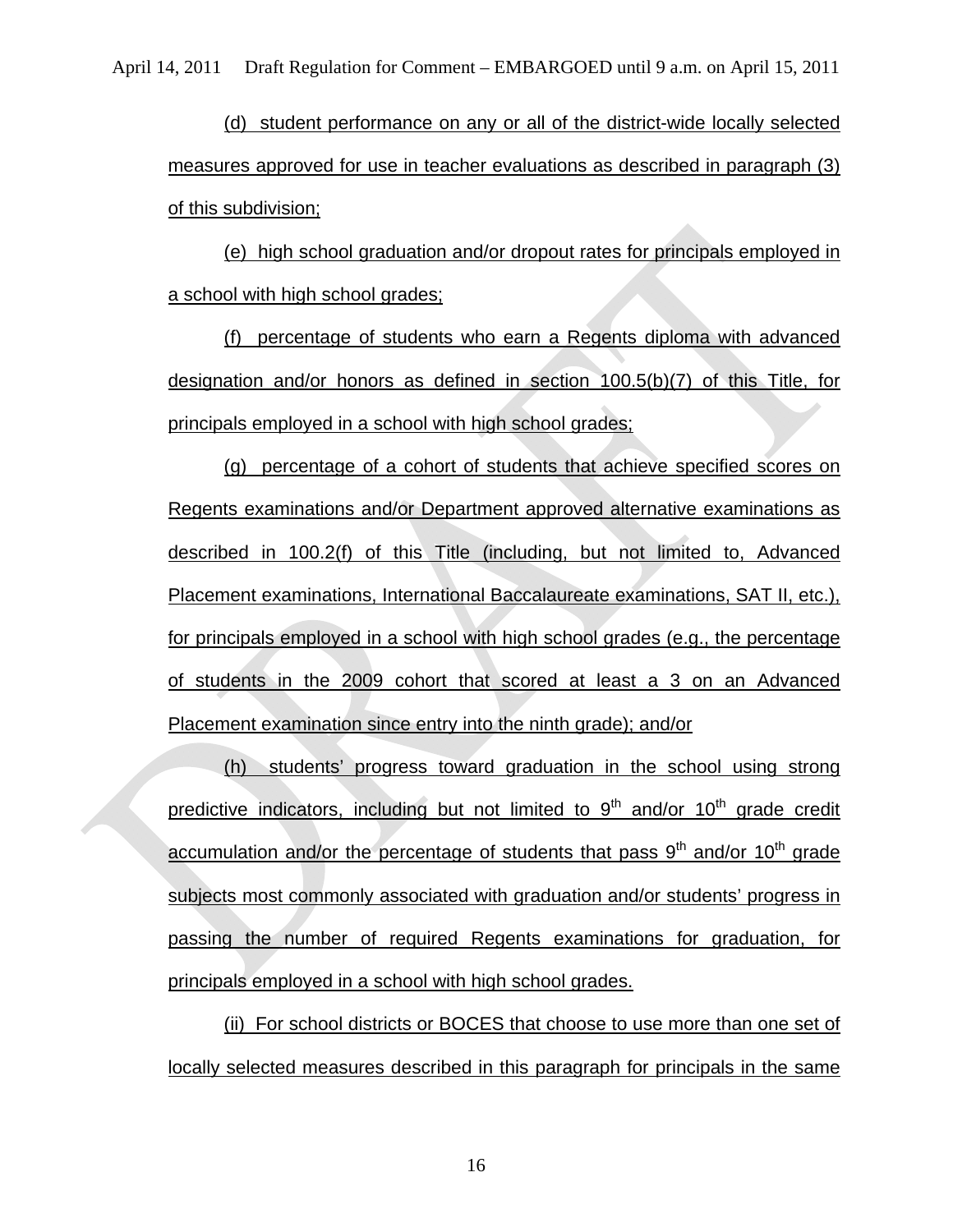(d) student performance on any or all of the district-wide locally selected measures approved for use in teacher evaluations as described in paragraph (3) of this subdivision;

(e) high school graduation and/or dropout rates for principals employed in a school with high school grades;

(f) percentage of students who earn a Regents diploma with advanced designation and/or honors as defined in section 100.5(b)(7) of this Title, for principals employed in a school with high school grades;

(g) percentage of a cohort of students that achieve specified scores on Regents examinations and/or Department approved alternative examinations as described in 100.2(f) of this Title (including, but not limited to, Advanced Placement examinations, International Baccalaureate examinations, SAT II, etc.), for principals employed in a school with high school grades (e.g., the percentage of students in the 2009 cohort that scored at least a 3 on an Advanced Placement examination since entry into the ninth grade); and/or

(h) students' progress toward graduation in the school using strong predictive indicators, including but not limited to 9th and/or 10th grade credit accumulation and/or the percentage of students that pass 9th and/or 10th grade subjects most commonly associated with graduation and/or students' progress in passing the number of required Regents examinations for graduation, for principals employed in a school with high school grades.

(ii) For school districts or BOCES that choose to use more than one set of locally selected measures described in this paragraph for principals in the same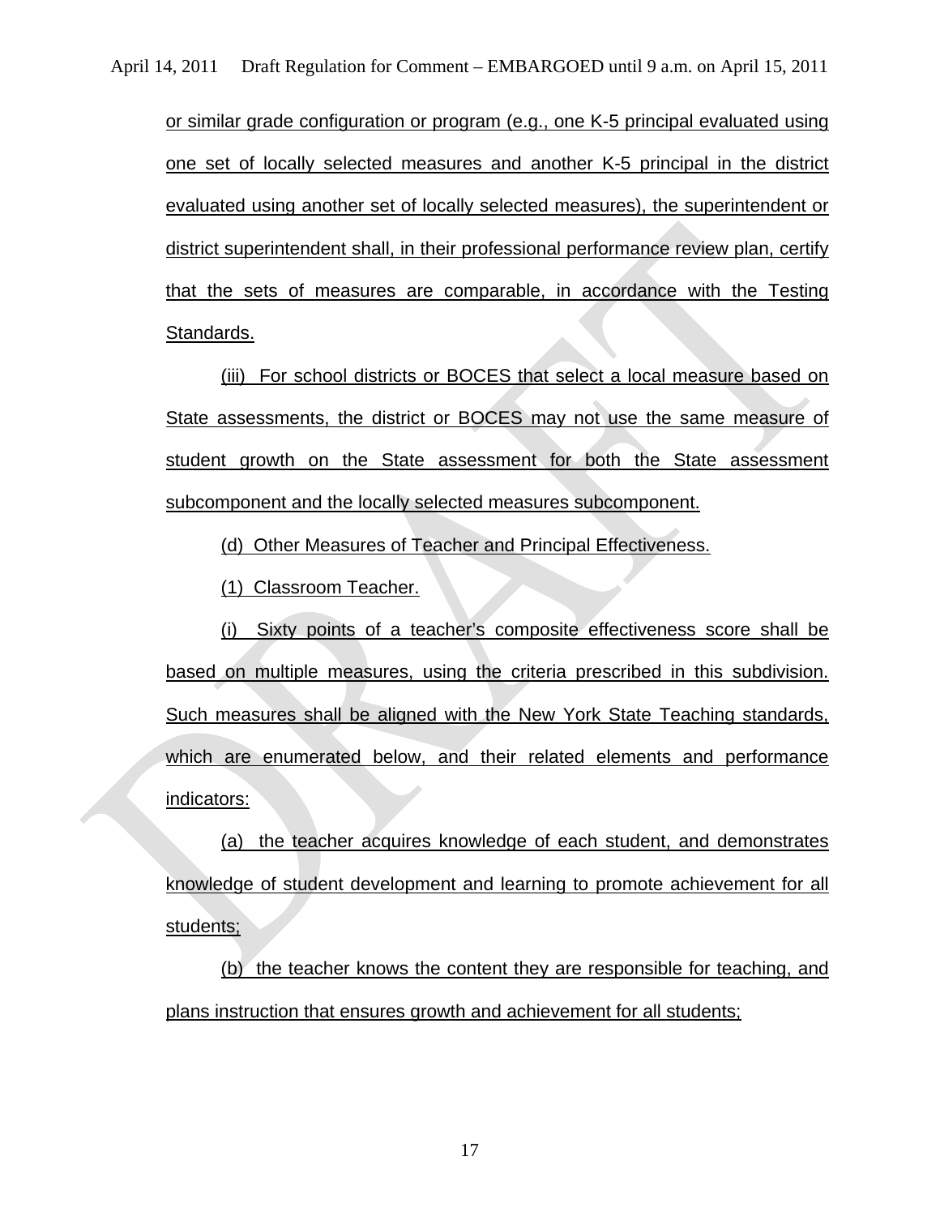or similar grade configuration or program (e.g., one K-5 principal evaluated using one set of locally selected measures and another K-5 principal in the district evaluated using another set of locally selected measures), the superintendent or district superintendent shall, in their professional performance review plan, certify that the sets of measures are comparable, in accordance with the Testing Standards.

(iii) For school districts or BOCES that select a local measure based on State assessments, the district or BOCES may not use the same measure of student growth on the State assessment for both the State assessment subcomponent and the locally selected measures subcomponent.

(d) Other Measures of Teacher and Principal Effectiveness.

(1) Classroom Teacher.

(i) Sixty points of a teacher's composite effectiveness score shall be based on multiple measures, using the criteria prescribed in this subdivision. Such measures shall be aligned with the New York State Teaching standards, which are enumerated below, and their related elements and performance indicators:

(a) the teacher acquires knowledge of each student, and demonstrates knowledge of student development and learning to promote achievement for all students;

(b) the teacher knows the content they are responsible for teaching, and plans instruction that ensures growth and achievement for all students;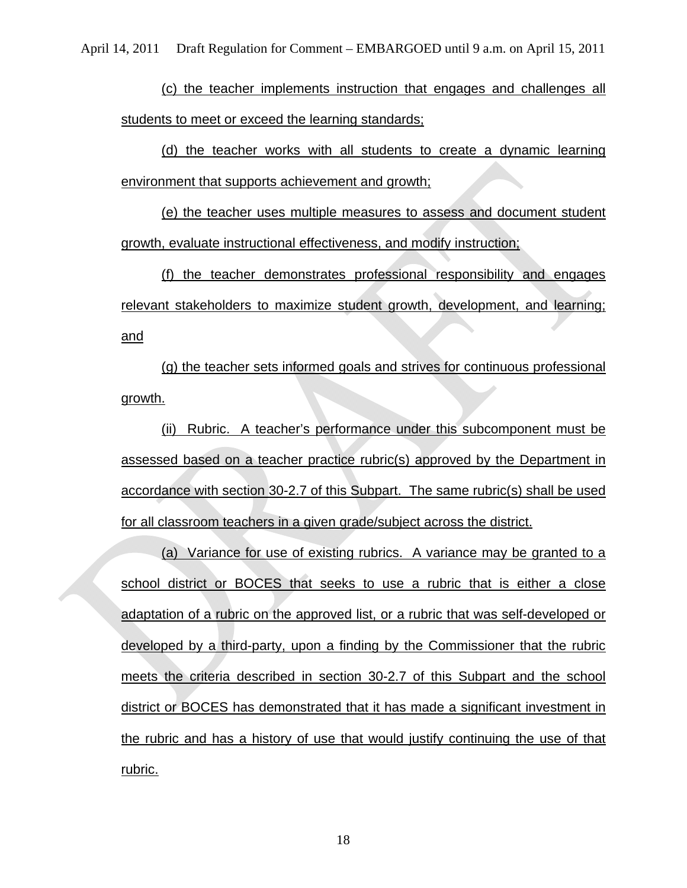(c) the teacher implements instruction that engages and challenges all students to meet or exceed the learning standards;

(d) the teacher works with all students to create a dynamic learning environment that supports achievement and growth;

(e) the teacher uses multiple measures to assess and document student growth, evaluate instructional effectiveness, and modify instruction;

(f) the teacher demonstrates professional responsibility and engages relevant stakeholders to maximize student growth, development, and learning; and

(g) the teacher sets informed goals and strives for continuous professional growth.

(ii) Rubric. A teacher's performance under this subcomponent must be assessed based on a teacher practice rubric(s) approved by the Department in accordance with section 30-2.7 of this Subpart. The same rubric(s) shall be used for all classroom teachers in a given grade/subject across the district.

(a) Variance for use of existing rubrics. A variance may be granted to a school district or BOCES that seeks to use a rubric that is either a close adaptation of a rubric on the approved list, or a rubric that was self-developed or developed by a third-party, upon a finding by the Commissioner that the rubric meets the criteria described in section 30-2.7 of this Subpart and the school district or BOCES has demonstrated that it has made a significant investment in the rubric and has a history of use that would justify continuing the use of that rubric.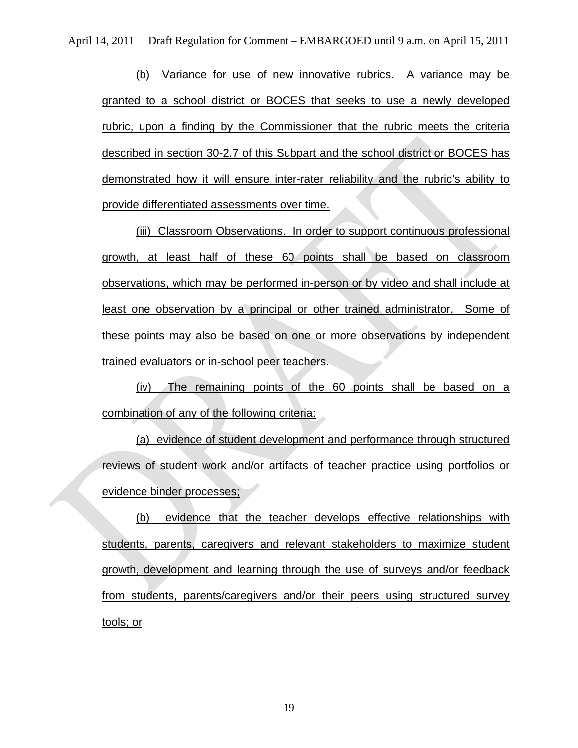(b) Variance for use of new innovative rubrics. A variance may be granted to a school district or BOCES that seeks to use a newly developed rubric, upon a finding by the Commissioner that the rubric meets the criteria described in section 30-2.7 of this Subpart and the school district or BOCES has demonstrated how it will ensure inter-rater reliability and the rubric's ability to provide differentiated assessments over time.

(iii) Classroom Observations. In order to support continuous professional growth, at least half of these 60 points shall be based on classroom observations, which may be performed in-person or by video and shall include at least one observation by a principal or other trained administrator. Some of these points may also be based on one or more observations by independent trained evaluators or in-school peer teachers.

(iv) The remaining points of the 60 points shall be based on a combination of any of the following criteria:

(a) evidence of student development and performance through structured reviews of student work and/or artifacts of teacher practice using portfolios or evidence binder processes;

(b) evidence that the teacher develops effective relationships with students, parents, caregivers and relevant stakeholders to maximize student growth, development and learning through the use of surveys and/or feedback from students, parents/caregivers and/or their peers using structured survey tools; or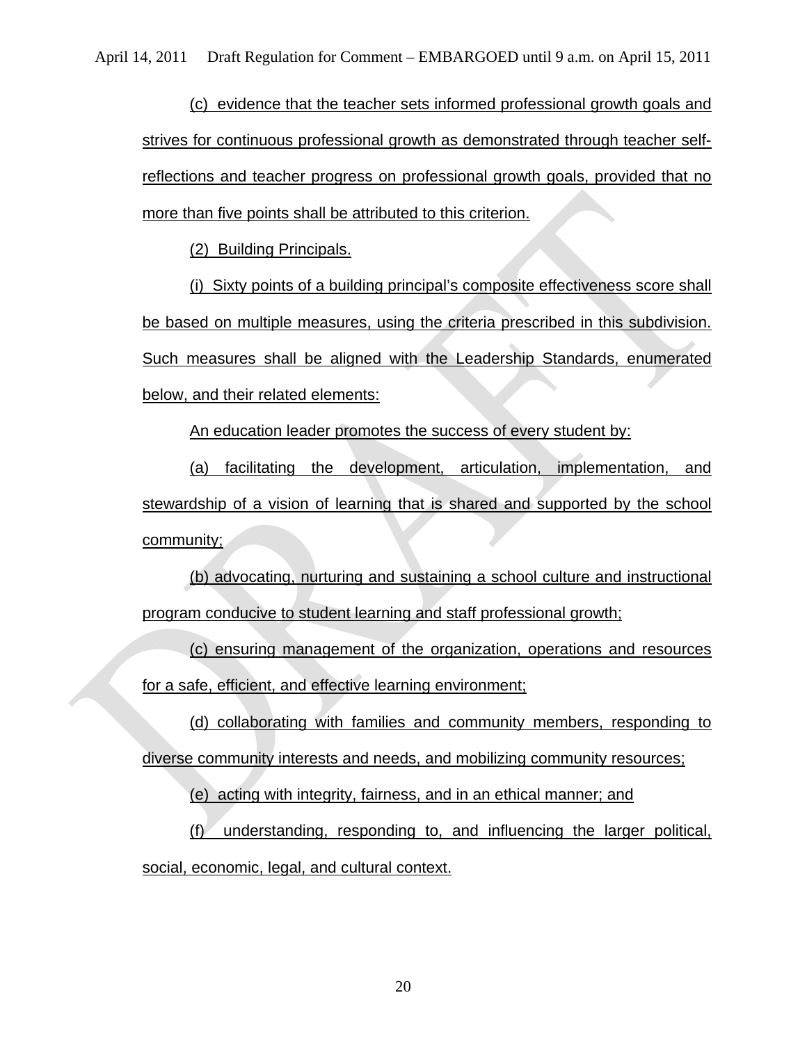(c) evidence that the teacher sets informed professional growth goals and strives for continuous professional growth as demonstrated through teacher self-reflections and teacher progress on professional growth goals, provided that no more than five points shall be attributed to this criterion.

(2) Building Principals.

(i) Sixty points of a building principal's composite effectiveness score shall be based on multiple measures, using the criteria prescribed in this subdivision. Such measures shall be aligned with the Leadership Standards, enumerated below, and their related elements:

An education leader promotes the success of every student by:

(a) facilitating the development, articulation, implementation, and stewardship of a vision of learning that is shared and supported by the school community;

(b) advocating, nurturing and sustaining a school culture and instructional program conducive to student learning and staff professional growth;

(c) ensuring management of the organization, operations and resources for a safe, efficient, and effective learning environment;

(d) collaborating with families and community members, responding to diverse community interests and needs, and mobilizing community resources;

(e) acting with integrity, fairness, and in an ethical manner; and

(f) understanding, responding to, and influencing the larger political, social, economic, legal, and cultural context.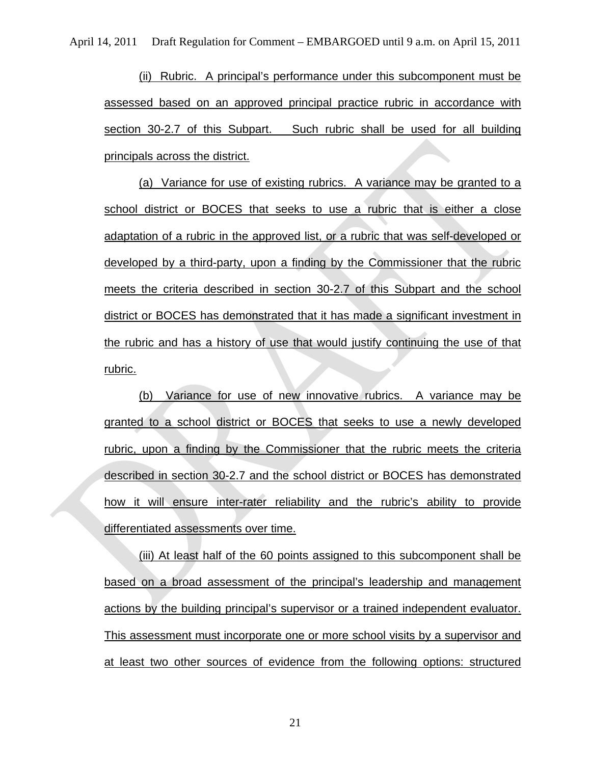(ii) Rubric. A principal's performance under this subcomponent must be assessed based on an approved principal practice rubric in accordance with section 30-2.7 of this Subpart. Such rubric shall be used for all building principals across the district.

(a) Variance for use of existing rubrics. A variance may be granted to a school district or BOCES that seeks to use a rubric that is either a close adaptation of a rubric in the approved list, or a rubric that was self-developed or developed by a third-party, upon a finding by the Commissioner that the rubric meets the criteria described in section 30-2.7 of this Subpart and the school district or BOCES has demonstrated that it has made a significant investment in the rubric and has a history of use that would justify continuing the use of that rubric.

(b) Variance for use of new innovative rubrics. A variance may be granted to a school district or BOCES that seeks to use a newly developed rubric, upon a finding by the Commissioner that the rubric meets the criteria described in section 30-2.7 and the school district or BOCES has demonstrated how it will ensure inter-rater reliability and the rubric's ability to provide differentiated assessments over time.

(iii) At least half of the 60 points assigned to this subcomponent shall be based on a broad assessment of the principal's leadership and management actions by the building principal's supervisor or a trained independent evaluator. This assessment must incorporate one or more school visits by a supervisor and at least two other sources of evidence from the following options: structured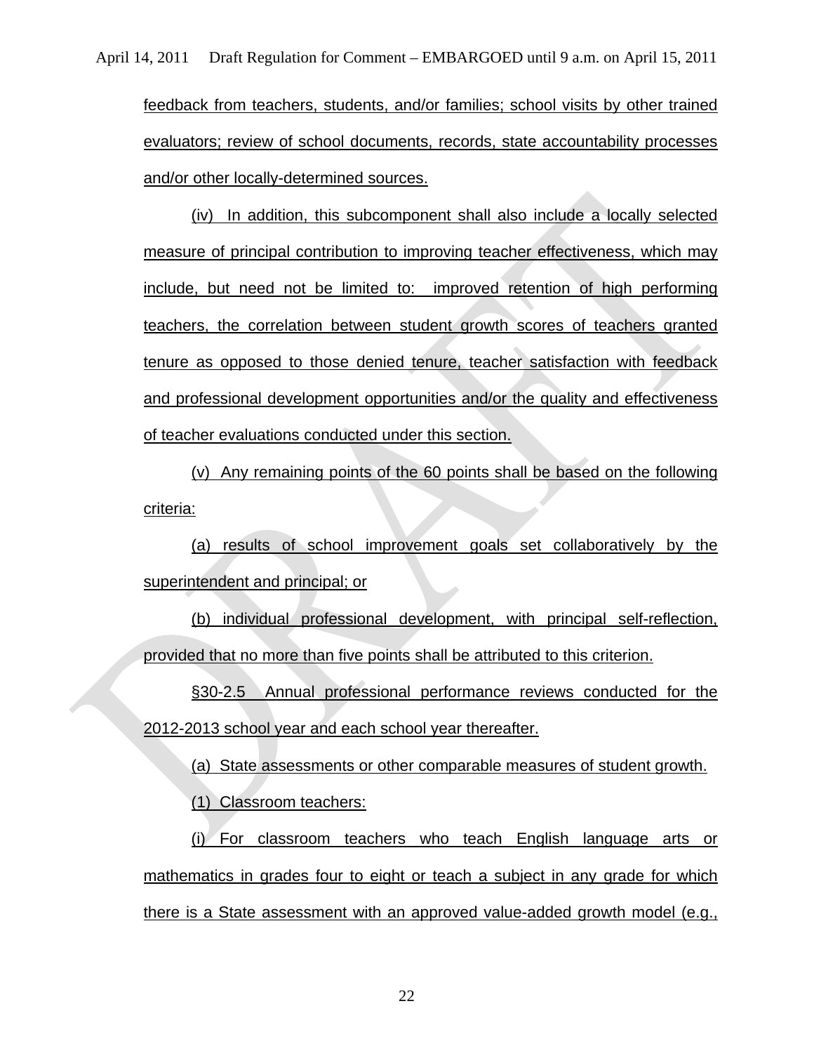feedback from teachers, students, and/or families; school visits by other trained evaluators; review of school documents, records, state accountability processes and/or other locally-determined sources.

(iv) In addition, this subcomponent shall also include a locally selected measure of principal contribution to improving teacher effectiveness, which may include, but need not be limited to: improved retention of high performing teachers, the correlation between student growth scores of teachers granted tenure as opposed to those denied tenure, teacher satisfaction with feedback and professional development opportunities and/or the quality and effectiveness of teacher evaluations conducted under this section.

(v) Any remaining points of the 60 points shall be based on the following criteria:

(a) results of school improvement goals set collaboratively by the superintendent and principal; or

(b) individual professional development, with principal self-reflection, provided that no more than five points shall be attributed to this criterion.

§30-2.5 Annual professional performance reviews conducted for the 2012-2013 school year and each school year thereafter.

(a) State assessments or other comparable measures of student growth.

(1) Classroom teachers:

(i) For classroom teachers who teach English language arts or mathematics in grades four to eight or teach a subject in any grade for which there is a State assessment with an approved value-added growth model (e.g.,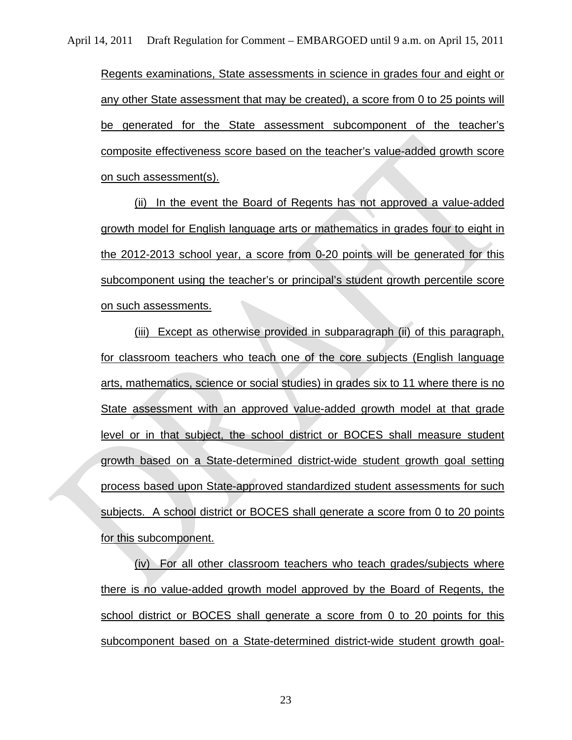Regents examinations, State assessments in science in grades four and eight or any other State assessment that may be created), a score from 0 to 25 points will be generated for the State assessment subcomponent of the teacher's composite effectiveness score based on the teacher's value-added growth score on such assessment(s).

(ii) In the event the Board of Regents has not approved a value-added growth model for English language arts or mathematics in grades four to eight in the 2012-2013 school year, a score from 0-20 points will be generated for this subcomponent using the teacher's or principal's student growth percentile score on such assessments.

(iii) Except as otherwise provided in subparagraph (ii) of this paragraph, for classroom teachers who teach one of the core subjects (English language arts, mathematics, science or social studies) in grades six to 11 where there is no State assessment with an approved value-added growth model at that grade level or in that subject, the school district or BOCES shall measure student growth based on a State-determined district-wide student growth goal setting process based upon State-approved standardized student assessments for such subjects. A school district or BOCES shall generate a score from 0 to 20 points for this subcomponent.

(iv) For all other classroom teachers who teach grades/subjects where there is no value-added growth model approved by the Board of Regents, the school district or BOCES shall generate a score from 0 to 20 points for this subcomponent based on a State-determined district-wide student growth goal-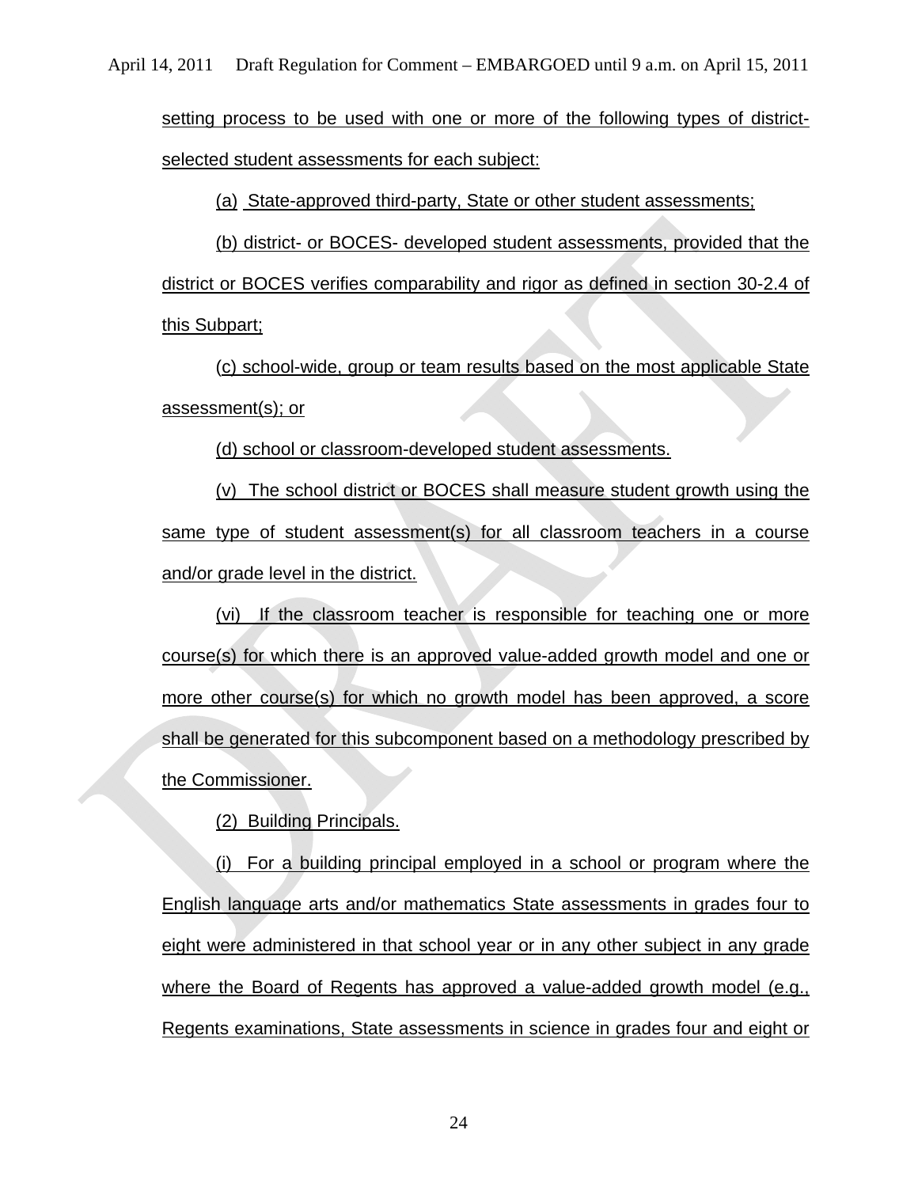setting process to be used with one or more of the following types of district-selected student assessments for each subject:

(a) State-approved third-party, State or other student assessments;

(b) district- or BOCES- developed student assessments, provided that the district or BOCES verifies comparability and rigor as defined in section 30-2.4 of this Subpart;

(c) school-wide, group or team results based on the most applicable State assessment(s); or

(d) school or classroom-developed student assessments.

(v) The school district or BOCES shall measure student growth using the same type of student assessment(s) for all classroom teachers in a course and/or grade level in the district.

(vi) If the classroom teacher is responsible for teaching one or more course(s) for which there is an approved value-added growth model and one or more other course(s) for which no growth model has been approved, a score shall be generated for this subcomponent based on a methodology prescribed by the Commissioner.

(2) Building Principals.

(i) For a building principal employed in a school or program where the English language arts and/or mathematics State assessments in grades four to eight were administered in that school year or in any other subject in any grade where the Board of Regents has approved a value-added growth model (e.g., Regents examinations, State assessments in science in grades four and eight or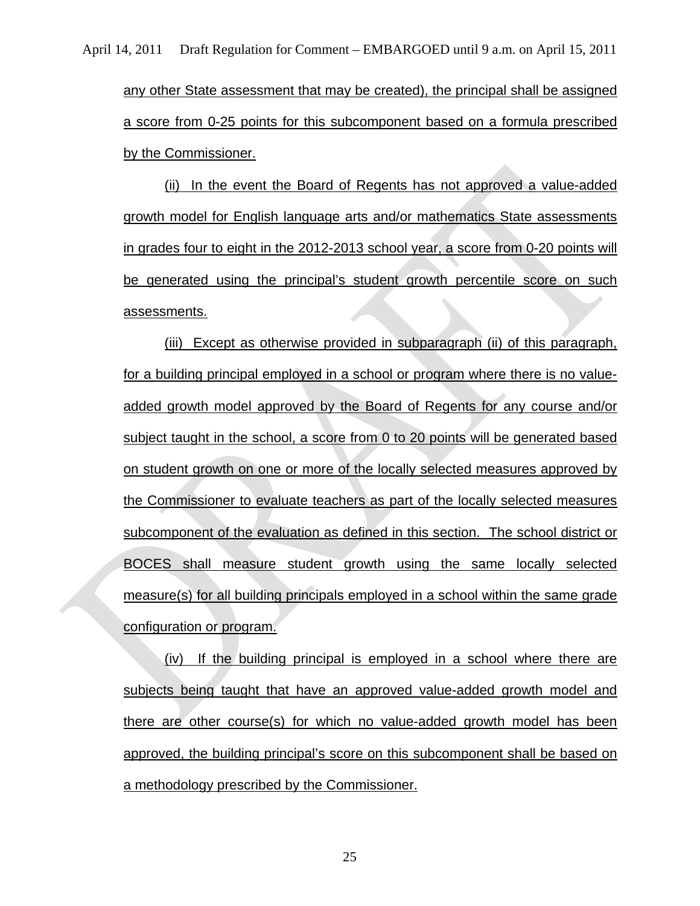any other State assessment that may be created), the principal shall be assigned a score from 0-25 points for this subcomponent based on a formula prescribed by the Commissioner.

(ii) In the event the Board of Regents has not approved a value-added growth model for English language arts and/or mathematics State assessments in grades four to eight in the 2012-2013 school year, a score from 0-20 points will be generated using the principal's student growth percentile score on such assessments.

(iii) Except as otherwise provided in subparagraph (ii) of this paragraph, for a building principal employed in a school or program where there is no value-added growth model approved by the Board of Regents for any course and/or subject taught in the school, a score from 0 to 20 points will be generated based on student growth on one or more of the locally selected measures approved by the Commissioner to evaluate teachers as part of the locally selected measures subcomponent of the evaluation as defined in this section. The school district or BOCES shall measure student growth using the same locally selected measure(s) for all building principals employed in a school within the same grade configuration or program.

(iv) If the building principal is employed in a school where there are subjects being taught that have an approved value-added growth model and there are other course(s) for which no value-added growth model has been approved, the building principal's score on this subcomponent shall be based on a methodology prescribed by the Commissioner.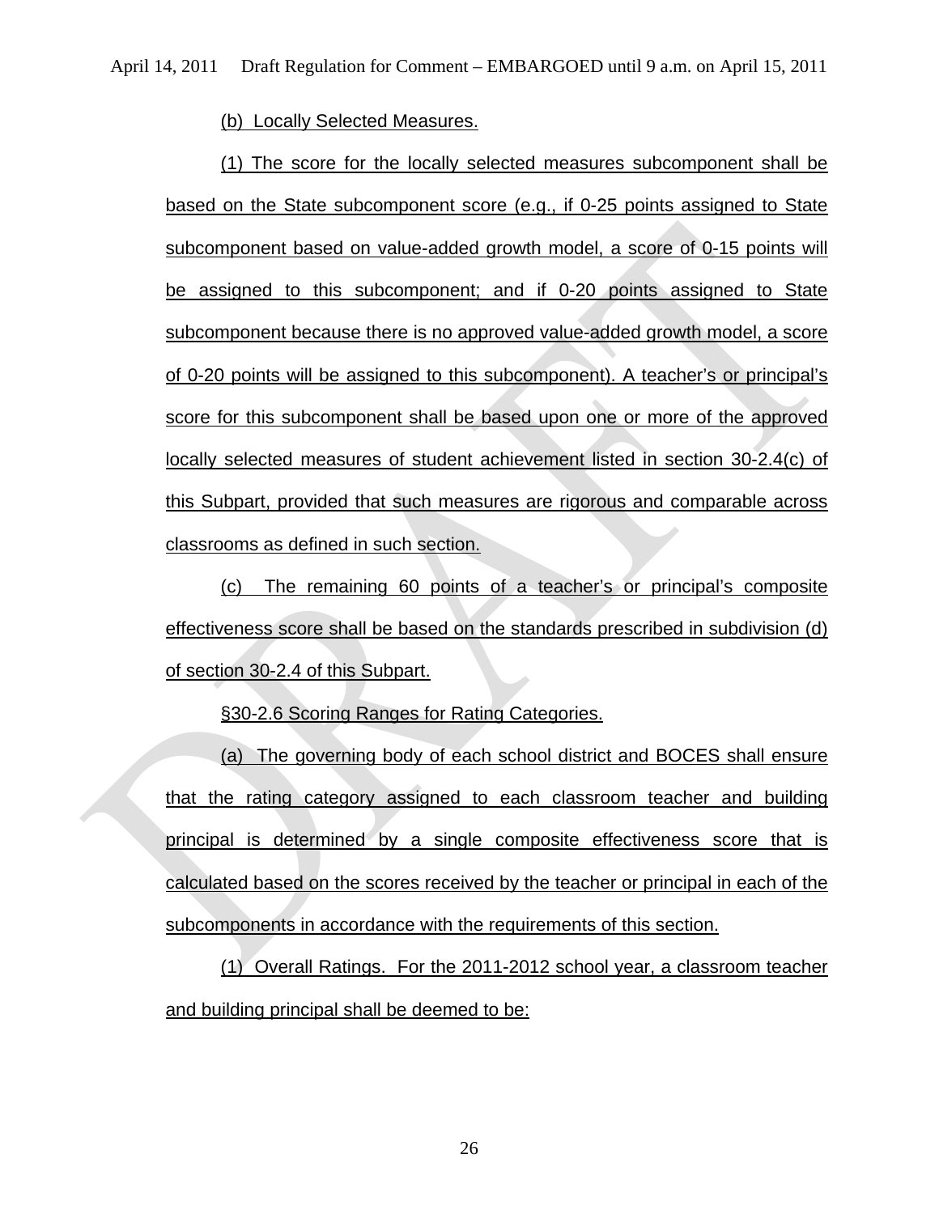(b) Locally Selected Measures.

(1) The score for the locally selected measures subcomponent shall be based on the State subcomponent score (e.g., if 0-25 points assigned to State subcomponent based on value-added growth model, a score of 0-15 points will be assigned to this subcomponent; and if 0-20 points assigned to State subcomponent because there is no approved value-added growth model, a score of 0-20 points will be assigned to this subcomponent). A teacher's or principal's score for this subcomponent shall be based upon one or more of the approved locally selected measures of student achievement listed in section 30-2.4(c) of this Subpart, provided that such measures are rigorous and comparable across classrooms as defined in such section.

(c) The remaining 60 points of a teacher's or principal's composite effectiveness score shall be based on the standards prescribed in subdivision (d) of section 30-2.4 of this Subpart.

§30-2.6 Scoring Ranges for Rating Categories.

(a) The governing body of each school district and BOCES shall ensure that the rating category assigned to each classroom teacher and building principal is determined by a single composite effectiveness score that is calculated based on the scores received by the teacher or principal in each of the subcomponents in accordance with the requirements of this section.

(1) Overall Ratings. For the 2011-2012 school year, a classroom teacher and building principal shall be deemed to be: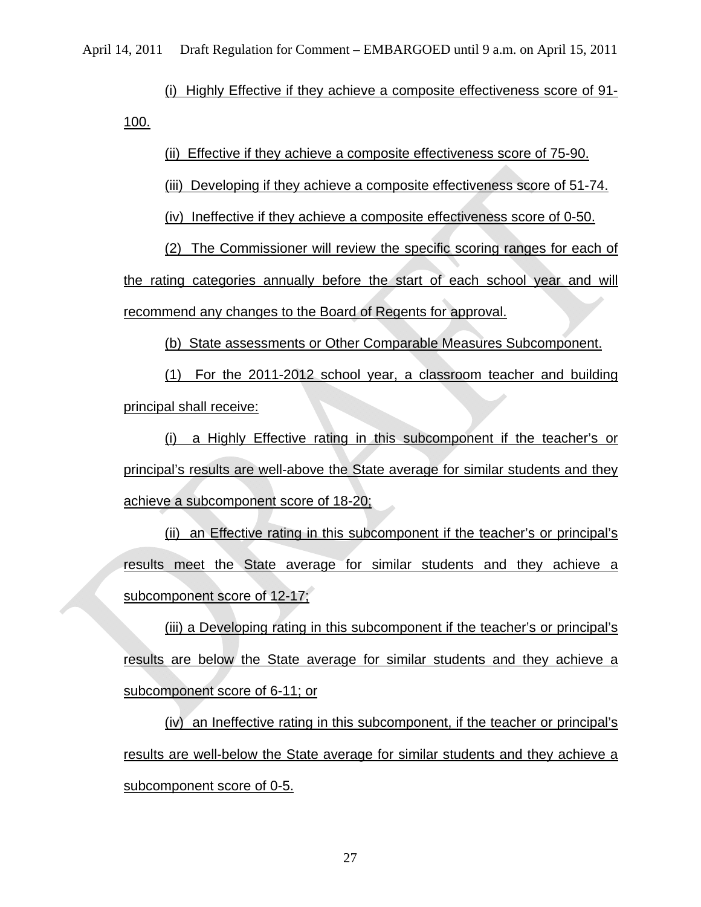(i) Highly Effective if they achieve a composite effectiveness score of 91-100.

(ii) Effective if they achieve a composite effectiveness score of 75-90.

(iii) Developing if they achieve a composite effectiveness score of 51-74.

(iv) Ineffective if they achieve a composite effectiveness score of 0-50.

(2) The Commissioner will review the specific scoring ranges for each of the rating categories annually before the start of each school year and will recommend any changes to the Board of Regents for approval.

(b) State assessments or Other Comparable Measures Subcomponent.

(1) For the 2011-2012 school year, a classroom teacher and building principal shall receive:

(i) a Highly Effective rating in this subcomponent if the teacher's or principal's results are well-above the State average for similar students and they achieve a subcomponent score of 18-20;

(ii) an Effective rating in this subcomponent if the teacher's or principal's results meet the State average for similar students and they achieve a subcomponent score of 12-17;

(iii) a Developing rating in this subcomponent if the teacher's or principal's results are below the State average for similar students and they achieve a subcomponent score of 6-11; or

(iv) an Ineffective rating in this subcomponent, if the teacher or principal's results are well-below the State average for similar students and they achieve a subcomponent score of 0-5.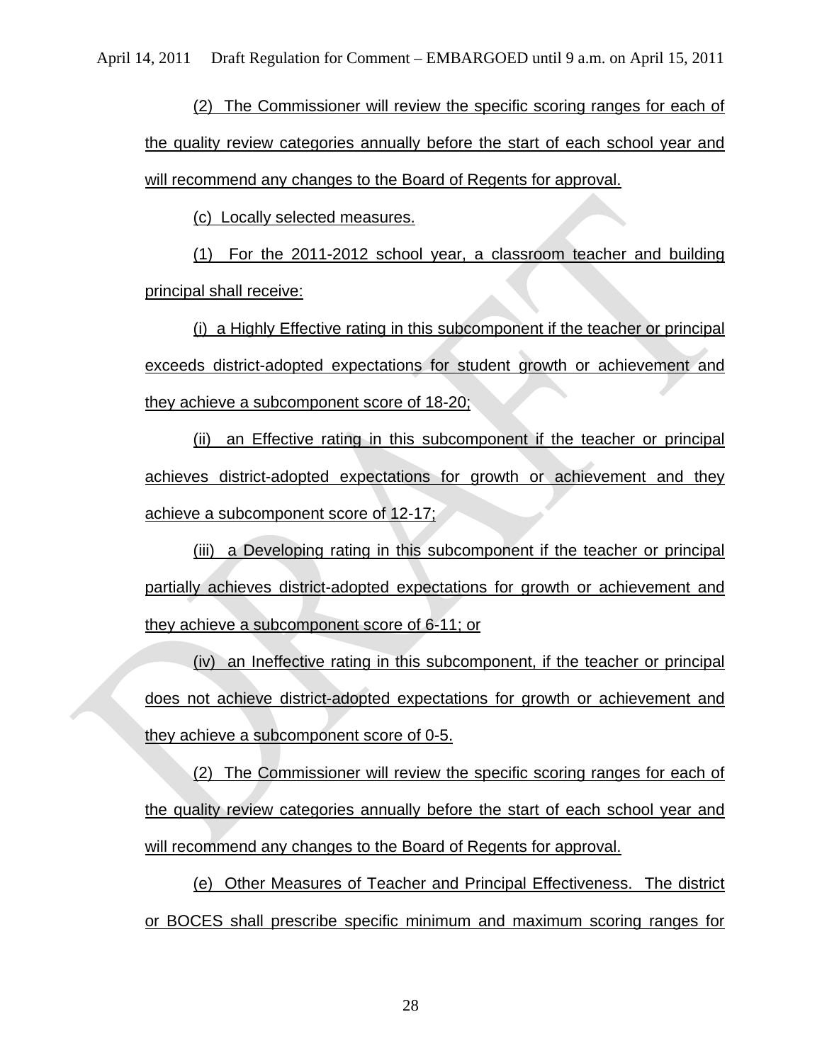(2) The Commissioner will review the specific scoring ranges for each of the quality review categories annually before the start of each school year and will recommend any changes to the Board of Regents for approval.

(c) Locally selected measures.

(1) For the 2011-2012 school year, a classroom teacher and building principal shall receive:

(i) a Highly Effective rating in this subcomponent if the teacher or principal exceeds district-adopted expectations for student growth or achievement and they achieve a subcomponent score of 18-20;

(ii) an Effective rating in this subcomponent if the teacher or principal achieves district-adopted expectations for growth or achievement and they achieve a subcomponent score of 12-17;

(iii) a Developing rating in this subcomponent if the teacher or principal partially achieves district-adopted expectations for growth or achievement and they achieve a subcomponent score of 6-11; or

(iv) an Ineffective rating in this subcomponent, if the teacher or principal does not achieve district-adopted expectations for growth or achievement and they achieve a subcomponent score of 0-5.

(2) The Commissioner will review the specific scoring ranges for each of the quality review categories annually before the start of each school year and will recommend any changes to the Board of Regents for approval.

(e) Other Measures of Teacher and Principal Effectiveness. The district or BOCES shall prescribe specific minimum and maximum scoring ranges for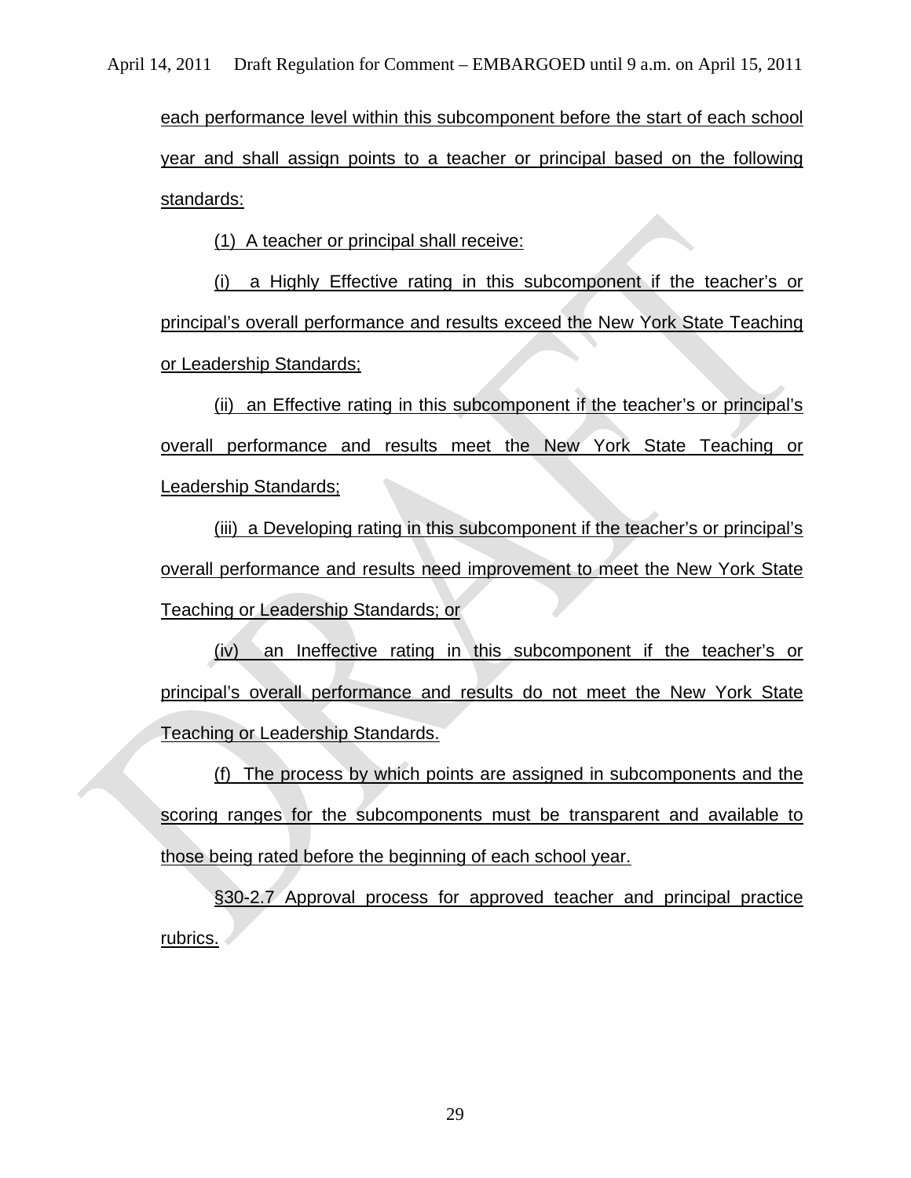each performance level within this subcomponent before the start of each school year and shall assign points to a teacher or principal based on the following standards:

(1) A teacher or principal shall receive:

(i) a Highly Effective rating in this subcomponent if the teacher's or principal's overall performance and results exceed the New York State Teaching or Leadership Standards;

(ii) an Effective rating in this subcomponent if the teacher's or principal's overall performance and results meet the New York State Teaching or Leadership Standards;

(iii) a Developing rating in this subcomponent if the teacher's or principal's overall performance and results need improvement to meet the New York State Teaching or Leadership Standards; or

(iv) an Ineffective rating in this subcomponent if the teacher's or principal's overall performance and results do not meet the New York State Teaching or Leadership Standards.

(f) The process by which points are assigned in subcomponents and the scoring ranges for the subcomponents must be transparent and available to those being rated before the beginning of each school year.

§30-2.7 Approval process for approved teacher and principal practice rubrics.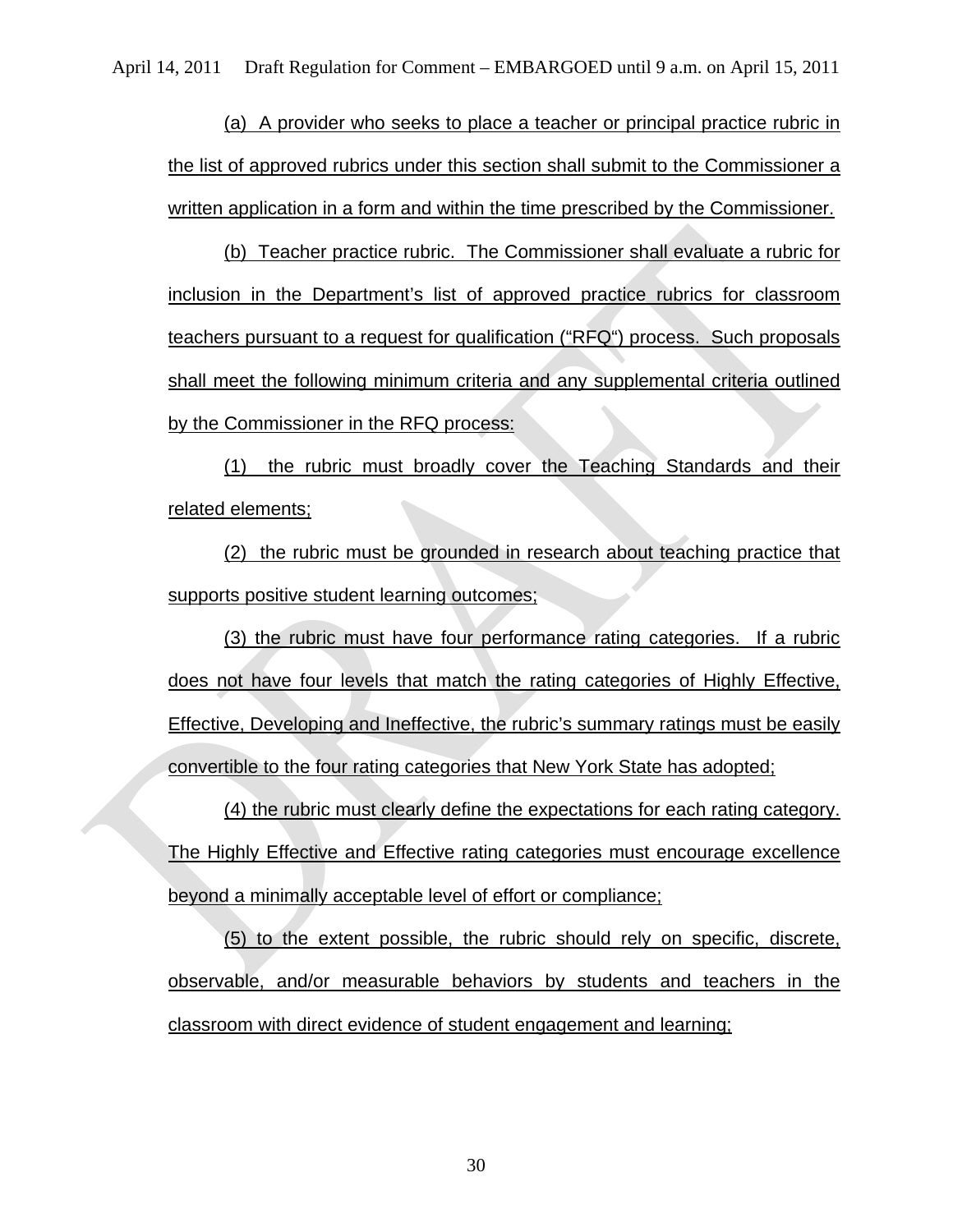(a) A provider who seeks to place a teacher or principal practice rubric in the list of approved rubrics under this section shall submit to the Commissioner a written application in a form and within the time prescribed by the Commissioner.

(b) Teacher practice rubric. The Commissioner shall evaluate a rubric for inclusion in the Department's list of approved practice rubrics for classroom teachers pursuant to a request for qualification ("RFQ") process. Such proposals shall meet the following minimum criteria and any supplemental criteria outlined by the Commissioner in the RFQ process:

(1) the rubric must broadly cover the Teaching Standards and their related elements;

(2) the rubric must be grounded in research about teaching practice that supports positive student learning outcomes;

(3) the rubric must have four performance rating categories. If a rubric does not have four levels that match the rating categories of Highly Effective, Effective, Developing and Ineffective, the rubric's summary ratings must be easily convertible to the four rating categories that New York State has adopted;

(4) the rubric must clearly define the expectations for each rating category. The Highly Effective and Effective rating categories must encourage excellence beyond a minimally acceptable level of effort or compliance;

(5) to the extent possible, the rubric should rely on specific, discrete, observable, and/or measurable behaviors by students and teachers in the classroom with direct evidence of student engagement and learning;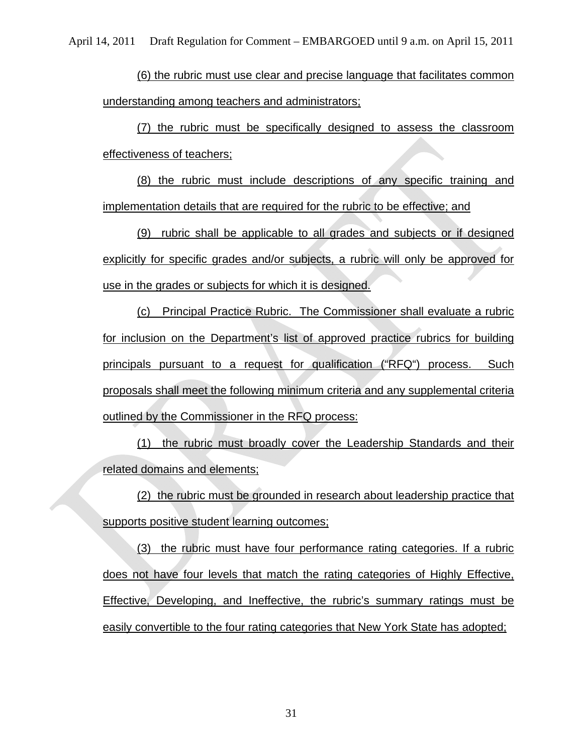(6) the rubric must use clear and precise language that facilitates common understanding among teachers and administrators;

(7) the rubric must be specifically designed to assess the classroom effectiveness of teachers;

(8) the rubric must include descriptions of any specific training and implementation details that are required for the rubric to be effective; and

(9) rubric shall be applicable to all grades and subjects or if designed explicitly for specific grades and/or subjects, a rubric will only be approved for use in the grades or subjects for which it is designed.

(c) Principal Practice Rubric. The Commissioner shall evaluate a rubric for inclusion on the Department's list of approved practice rubrics for building principals pursuant to a request for qualification ("RFQ") process. Such proposals shall meet the following minimum criteria and any supplemental criteria outlined by the Commissioner in the RFQ process:

(1) the rubric must broadly cover the Leadership Standards and their related domains and elements;

(2) the rubric must be grounded in research about leadership practice that supports positive student learning outcomes;

(3) the rubric must have four performance rating categories. If a rubric does not have four levels that match the rating categories of Highly Effective, Effective, Developing, and Ineffective, the rubric's summary ratings must be easily convertible to the four rating categories that New York State has adopted;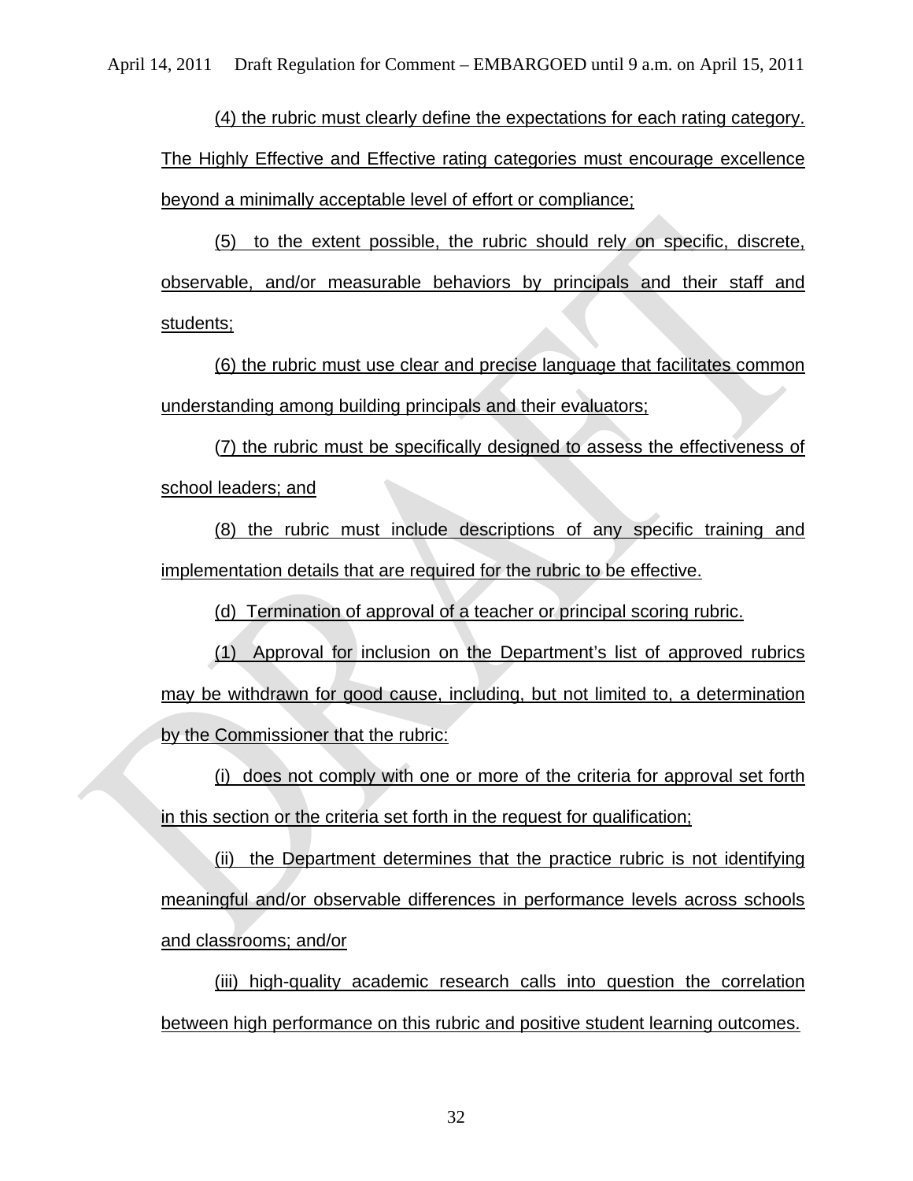(4) the rubric must clearly define the expectations for each rating category. The Highly Effective and Effective rating categories must encourage excellence beyond a minimally acceptable level of effort or compliance;

(5) to the extent possible, the rubric should rely on specific, discrete, observable, and/or measurable behaviors by principals and their staff and students;

(6) the rubric must use clear and precise language that facilitates common understanding among building principals and their evaluators;

(7) the rubric must be specifically designed to assess the effectiveness of school leaders; and

(8) the rubric must include descriptions of any specific training and implementation details that are required for the rubric to be effective.

(d) Termination of approval of a teacher or principal scoring rubric.

(1) Approval for inclusion on the Department's list of approved rubrics may be withdrawn for good cause, including, but not limited to, a determination by the Commissioner that the rubric:

(i) does not comply with one or more of the criteria for approval set forth in this section or the criteria set forth in the request for qualification;

(ii) the Department determines that the practice rubric is not identifying meaningful and/or observable differences in performance levels across schools and classrooms; and/or

(iii) high-quality academic research calls into question the correlation between high performance on this rubric and positive student learning outcomes.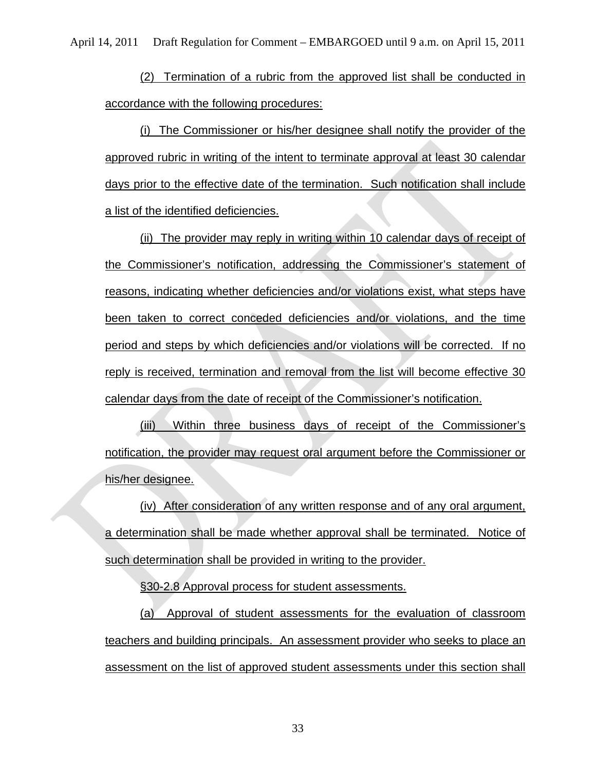(2) Termination of a rubric from the approved list shall be conducted in accordance with the following procedures:

(i) The Commissioner or his/her designee shall notify the provider of the approved rubric in writing of the intent to terminate approval at least 30 calendar days prior to the effective date of the termination. Such notification shall include a list of the identified deficiencies.

(ii) The provider may reply in writing within 10 calendar days of receipt of the Commissioner's notification, addressing the Commissioner's statement of reasons, indicating whether deficiencies and/or violations exist, what steps have been taken to correct conceded deficiencies and/or violations, and the time period and steps by which deficiencies and/or violations will be corrected. If no reply is received, termination and removal from the list will become effective 30 calendar days from the date of receipt of the Commissioner's notification.

(iii) Within three business days of receipt of the Commissioner's notification, the provider may request oral argument before the Commissioner or his/her designee.

(iv) After consideration of any written response and of any oral argument, a determination shall be made whether approval shall be terminated. Notice of such determination shall be provided in writing to the provider.

§30-2.8 Approval process for student assessments.

(a) Approval of student assessments for the evaluation of classroom teachers and building principals. An assessment provider who seeks to place an assessment on the list of approved student assessments under this section shall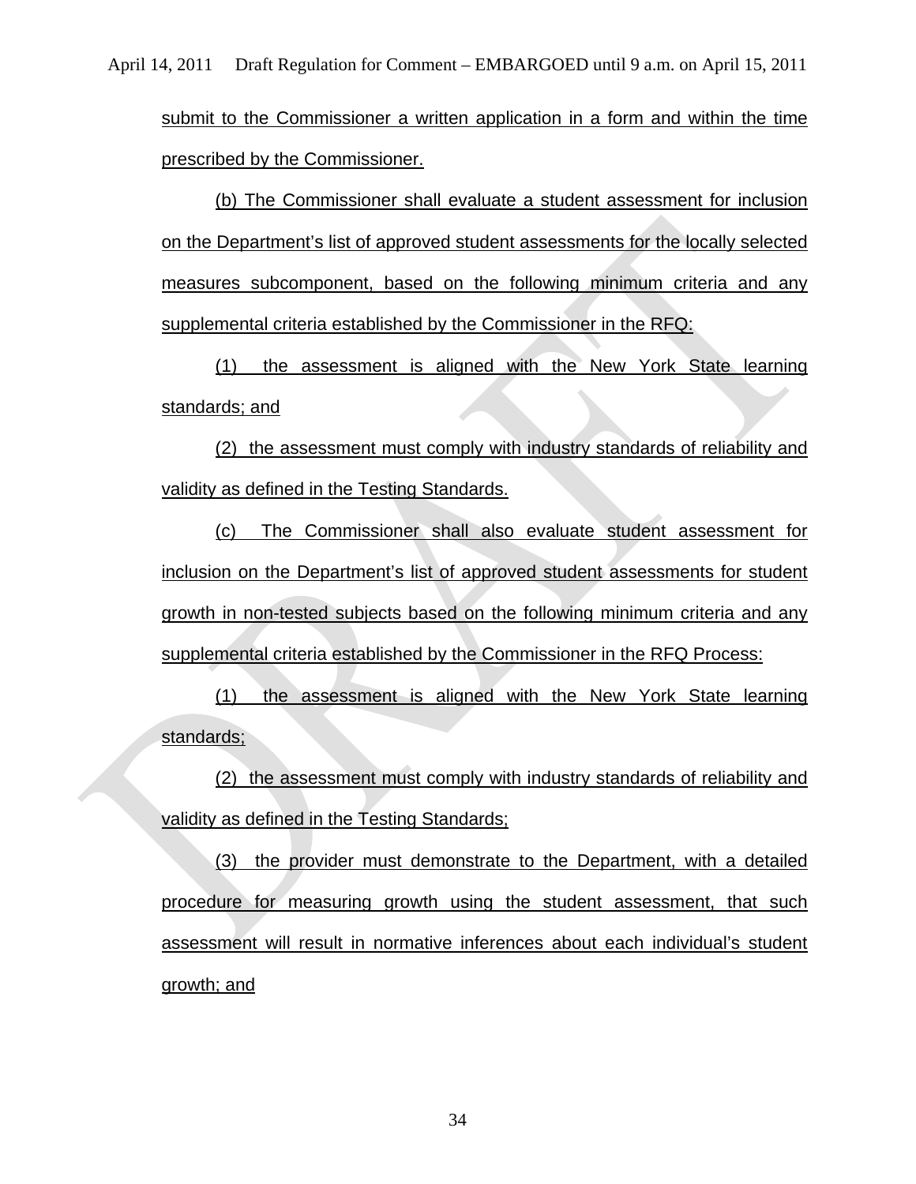submit to the Commissioner a written application in a form and within the time prescribed by the Commissioner.

(b) The Commissioner shall evaluate a student assessment for inclusion on the Department's list of approved student assessments for the locally selected measures subcomponent, based on the following minimum criteria and any supplemental criteria established by the Commissioner in the RFQ:

(1) the assessment is aligned with the New York State learning standards; and

(2) the assessment must comply with industry standards of reliability and validity as defined in the Testing Standards.

(c) The Commissioner shall also evaluate student assessment for inclusion on the Department's list of approved student assessments for student growth in non-tested subjects based on the following minimum criteria and any supplemental criteria established by the Commissioner in the RFQ Process:

(1) the assessment is aligned with the New York State learning standards;

(2) the assessment must comply with industry standards of reliability and validity as defined in the Testing Standards;

(3) the provider must demonstrate to the Department, with a detailed procedure for measuring growth using the student assessment, that such assessment will result in normative inferences about each individual's student growth; and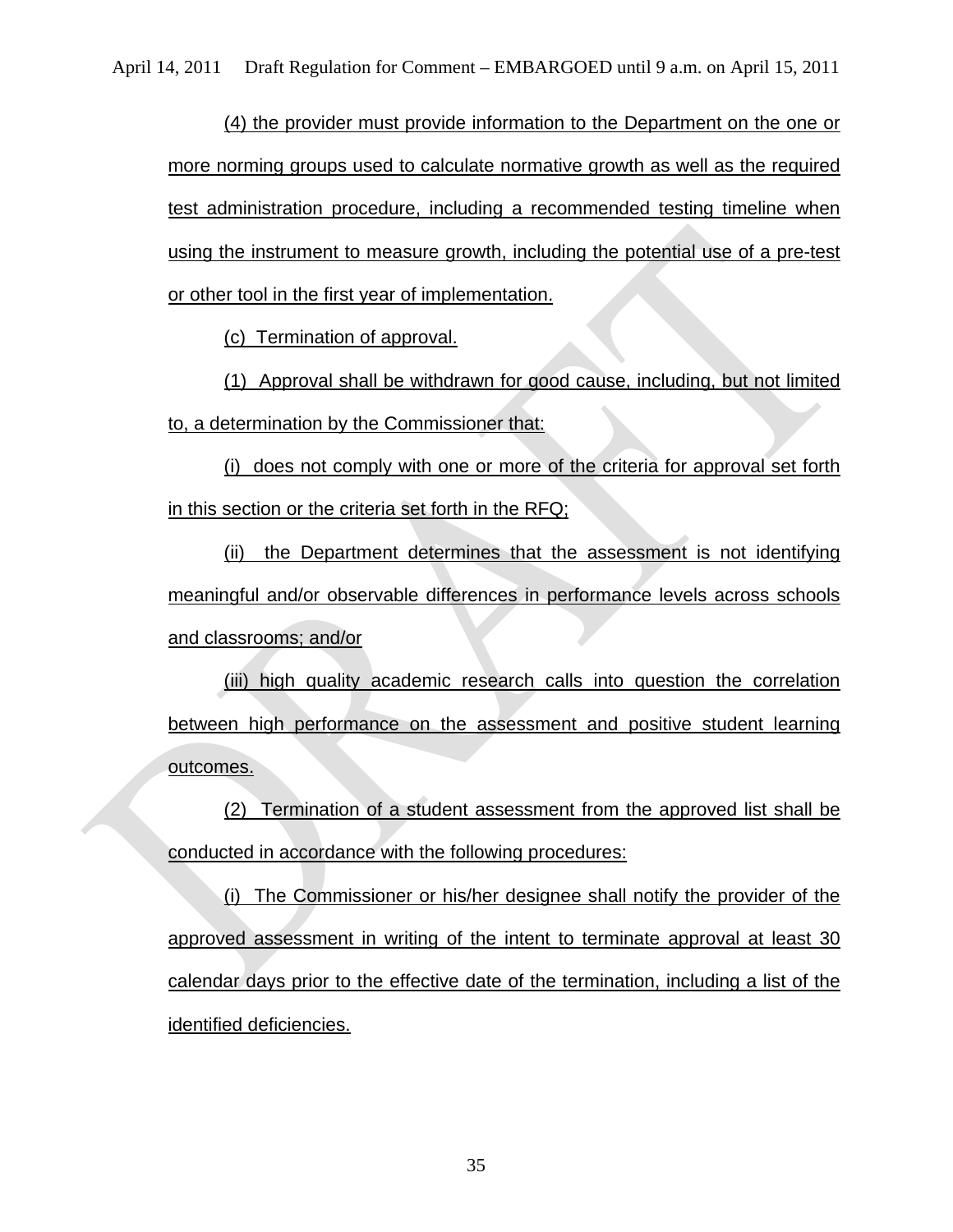(4) the provider must provide information to the Department on the one or more norming groups used to calculate normative growth as well as the required test administration procedure, including a recommended testing timeline when using the instrument to measure growth, including the potential use of a pre-test or other tool in the first year of implementation.

(c) Termination of approval.

(1) Approval shall be withdrawn for good cause, including, but not limited to, a determination by the Commissioner that:

(i) does not comply with one or more of the criteria for approval set forth in this section or the criteria set forth in the RFQ;

(ii) the Department determines that the assessment is not identifying meaningful and/or observable differences in performance levels across schools and classrooms; and/or

(iii) high quality academic research calls into question the correlation between high performance on the assessment and positive student learning outcomes.

(2) Termination of a student assessment from the approved list shall be conducted in accordance with the following procedures:

(i) The Commissioner or his/her designee shall notify the provider of the approved assessment in writing of the intent to terminate approval at least 30 calendar days prior to the effective date of the termination, including a list of the identified deficiencies.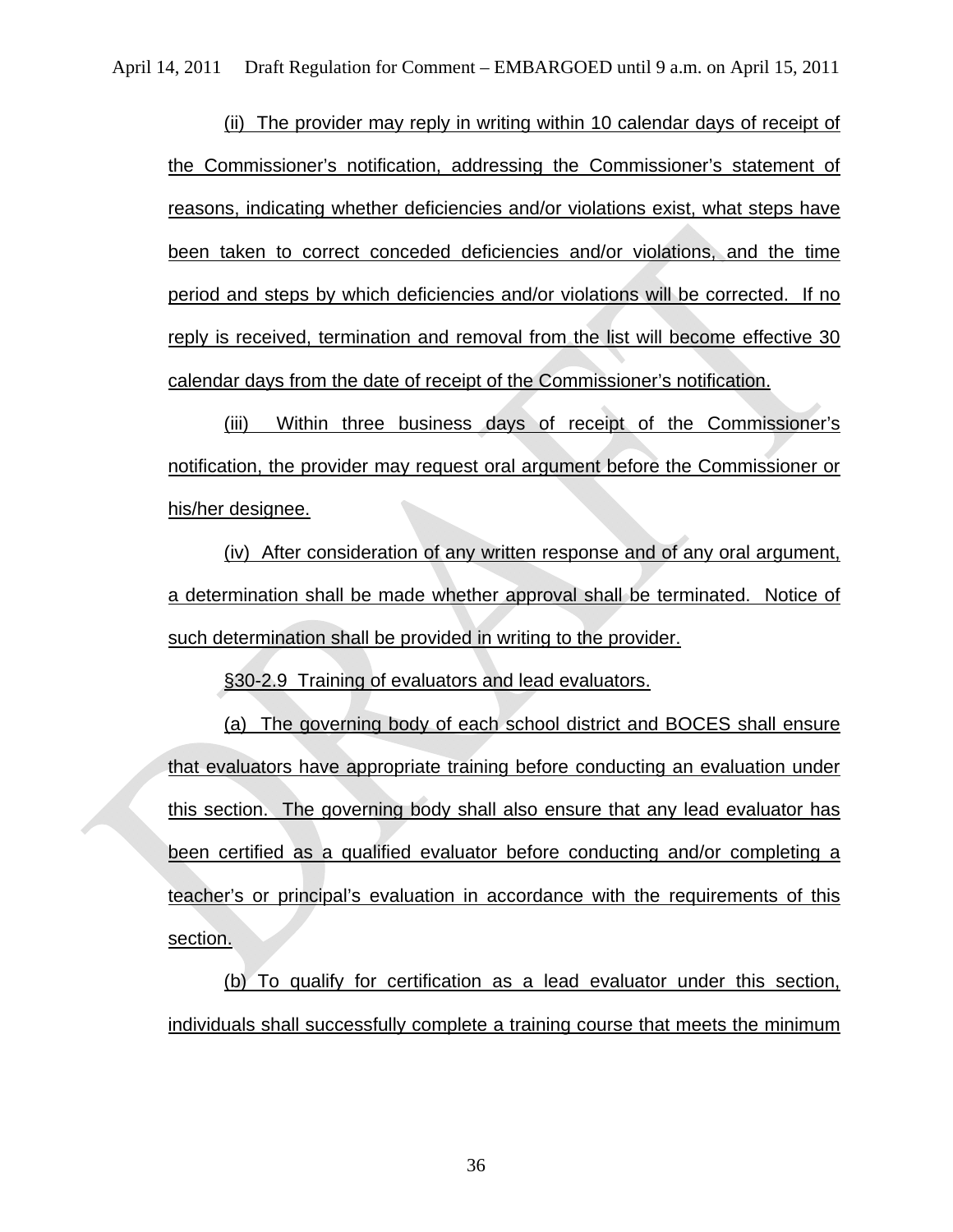(ii) The provider may reply in writing within 10 calendar days of receipt of the Commissioner's notification, addressing the Commissioner's statement of reasons, indicating whether deficiencies and/or violations exist, what steps have been taken to correct conceded deficiencies and/or violations, and the time period and steps by which deficiencies and/or violations will be corrected. If no reply is received, termination and removal from the list will become effective 30 calendar days from the date of receipt of the Commissioner's notification.

(iii) Within three business days of receipt of the Commissioner's notification, the provider may request oral argument before the Commissioner or his/her designee.

(iv) After consideration of any written response and of any oral argument, a determination shall be made whether approval shall be terminated. Notice of such determination shall be provided in writing to the provider.

§30-2.9 Training of evaluators and lead evaluators.

(a) The governing body of each school district and BOCES shall ensure that evaluators have appropriate training before conducting an evaluation under this section. The governing body shall also ensure that any lead evaluator has been certified as a qualified evaluator before conducting and/or completing a teacher's or principal's evaluation in accordance with the requirements of this section.

(b) To qualify for certification as a lead evaluator under this section, individuals shall successfully complete a training course that meets the minimum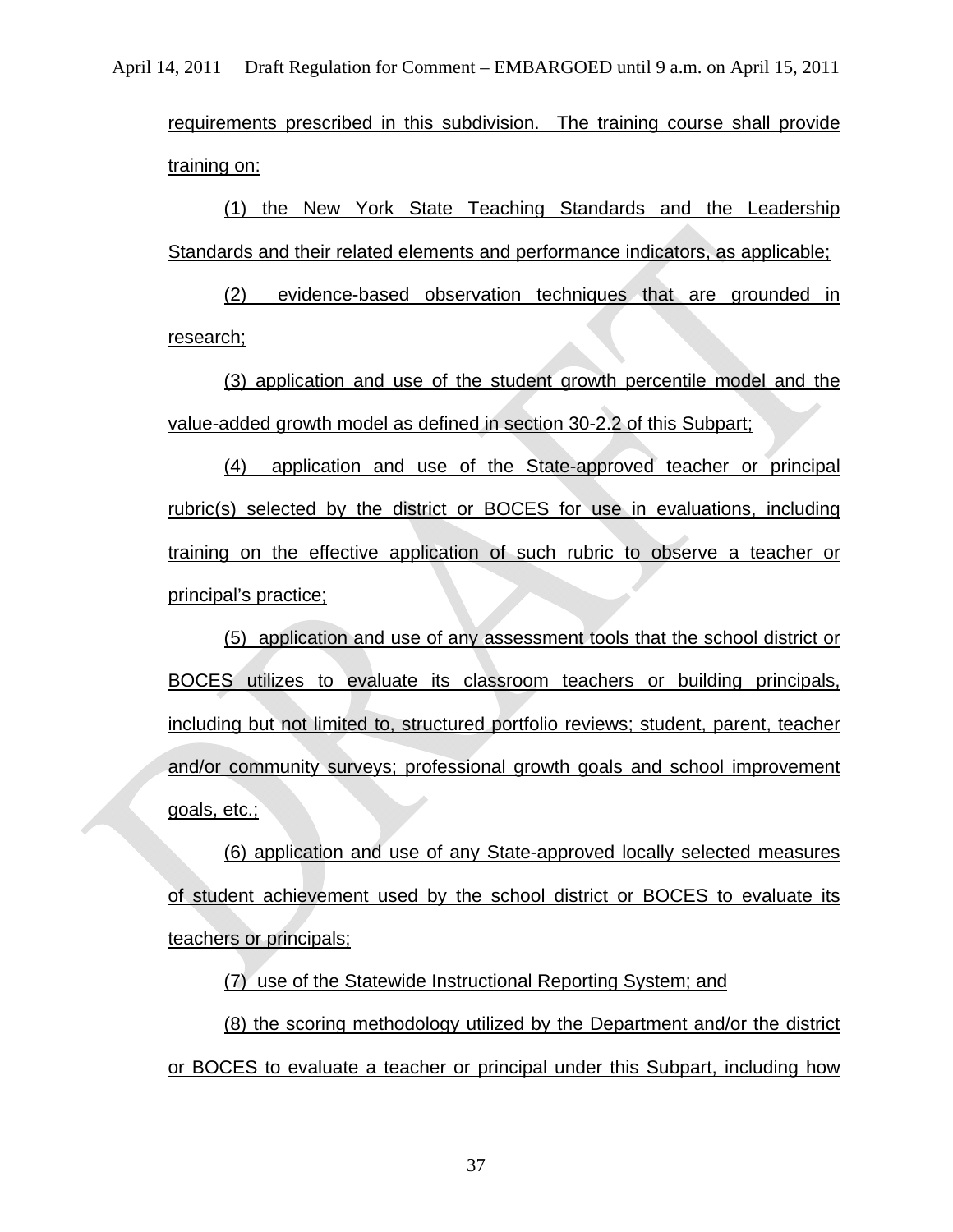requirements prescribed in this subdivision. The training course shall provide training on:

(1) the New York State Teaching Standards and the Leadership Standards and their related elements and performance indicators, as applicable;

(2) evidence-based observation techniques that are grounded in research;

(3) application and use of the student growth percentile model and the value-added growth model as defined in section 30-2.2 of this Subpart;

(4) application and use of the State-approved teacher or principal rubric(s) selected by the district or BOCES for use in evaluations, including training on the effective application of such rubric to observe a teacher or principal's practice;

(5) application and use of any assessment tools that the school district or BOCES utilizes to evaluate its classroom teachers or building principals, including but not limited to, structured portfolio reviews; student, parent, teacher and/or community surveys; professional growth goals and school improvement goals, etc.;

(6) application and use of any State-approved locally selected measures of student achievement used by the school district or BOCES to evaluate its teachers or principals;

(7) use of the Statewide Instructional Reporting System; and

(8) the scoring methodology utilized by the Department and/or the district or BOCES to evaluate a teacher or principal under this Subpart, including how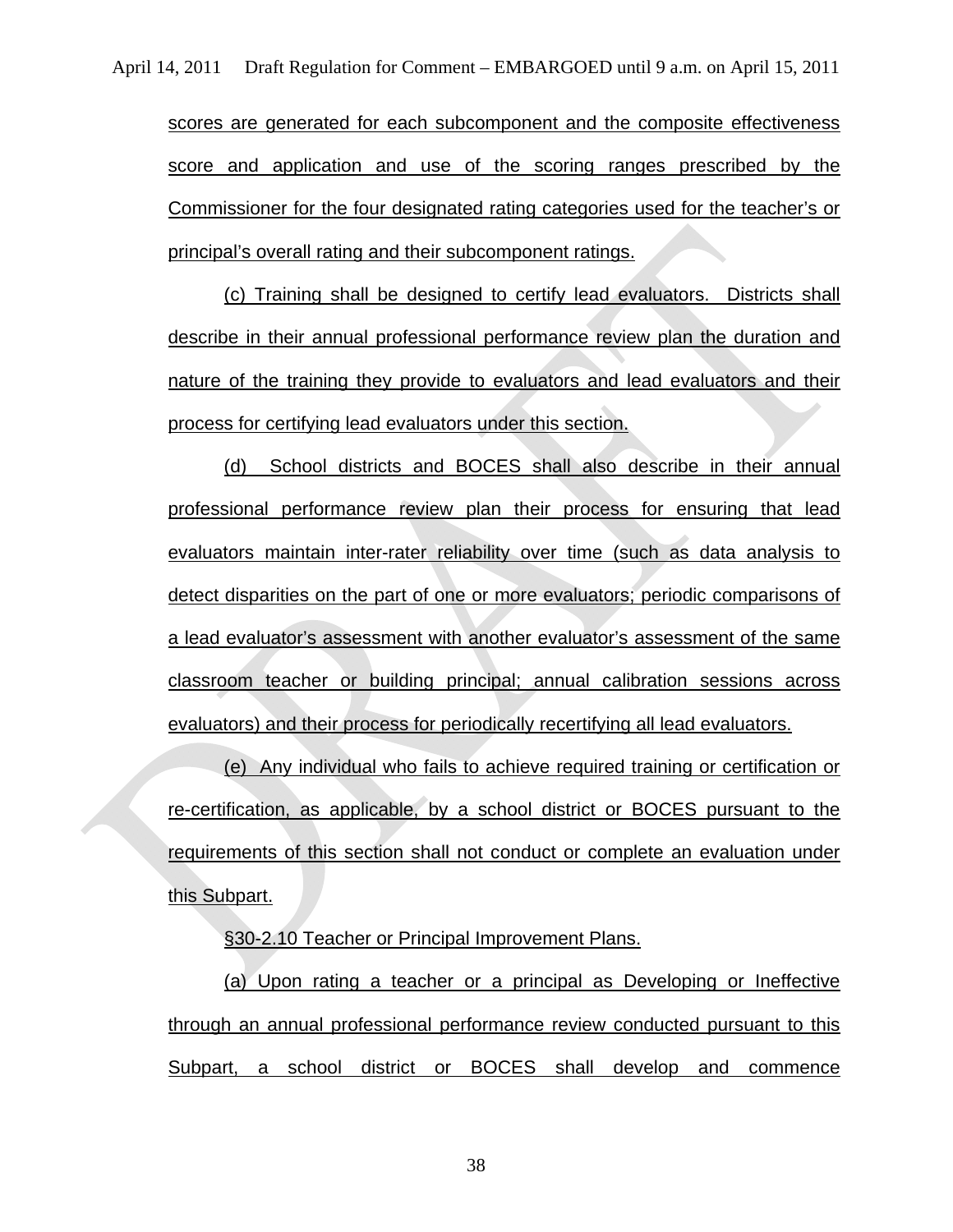scores are generated for each subcomponent and the composite effectiveness score and application and use of the scoring ranges prescribed by the Commissioner for the four designated rating categories used for the teacher's or principal's overall rating and their subcomponent ratings.

(c) Training shall be designed to certify lead evaluators. Districts shall describe in their annual professional performance review plan the duration and nature of the training they provide to evaluators and lead evaluators and their process for certifying lead evaluators under this section.

(d) School districts and BOCES shall also describe in their annual professional performance review plan their process for ensuring that lead evaluators maintain inter-rater reliability over time (such as data analysis to detect disparities on the part of one or more evaluators; periodic comparisons of a lead evaluator's assessment with another evaluator's assessment of the same classroom teacher or building principal; annual calibration sessions across evaluators) and their process for periodically recertifying all lead evaluators.

(e) Any individual who fails to achieve required training or certification or re-certification, as applicable, by a school district or BOCES pursuant to the requirements of this section shall not conduct or complete an evaluation under this Subpart.

§30-2.10 Teacher or Principal Improvement Plans.

(a) Upon rating a teacher or a principal as Developing or Ineffective through an annual professional performance review conducted pursuant to this Subpart, a school district or BOCES shall develop and commence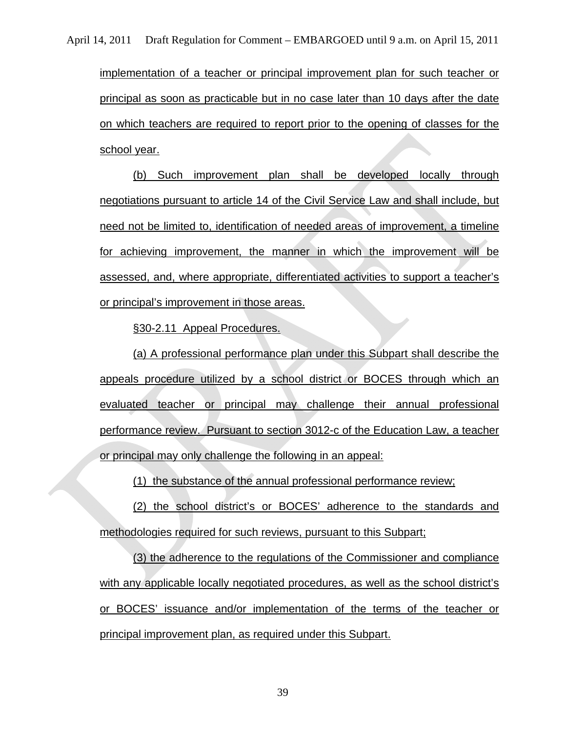implementation of a teacher or principal improvement plan for such teacher or principal as soon as practicable but in no case later than 10 days after the date on which teachers are required to report prior to the opening of classes for the school year.

(b) Such improvement plan shall be developed locally through negotiations pursuant to article 14 of the Civil Service Law and shall include, but need not be limited to, identification of needed areas of improvement, a timeline for achieving improvement, the manner in which the improvement will be assessed, and, where appropriate, differentiated activities to support a teacher's or principal's improvement in those areas.

§30-2.11 Appeal Procedures.

(a) A professional performance plan under this Subpart shall describe the appeals procedure utilized by a school district or BOCES through which an evaluated teacher or principal may challenge their annual professional performance review. Pursuant to section 3012-c of the Education Law, a teacher or principal may only challenge the following in an appeal:

(1) the substance of the annual professional performance review;

(2) the school district's or BOCES' adherence to the standards and methodologies required for such reviews, pursuant to this Subpart;

(3) the adherence to the regulations of the Commissioner and compliance with any applicable locally negotiated procedures, as well as the school district's or BOCES' issuance and/or implementation of the terms of the teacher or principal improvement plan, as required under this Subpart.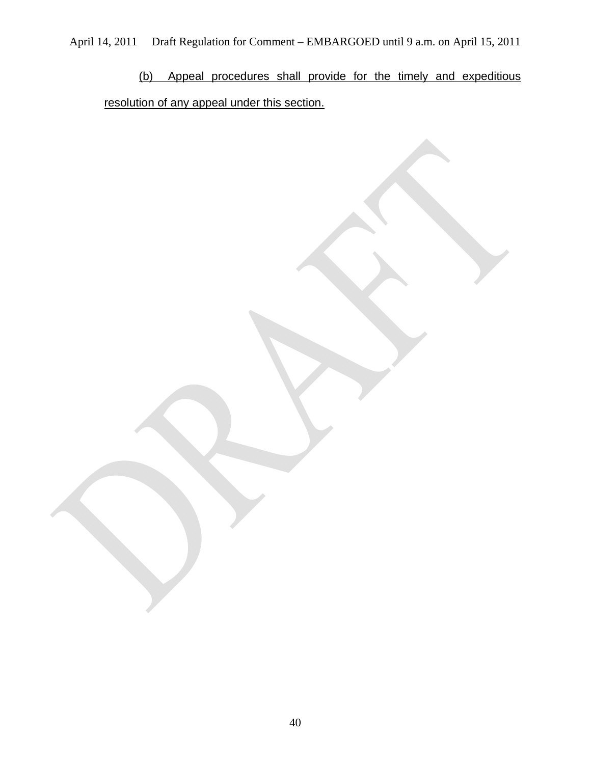(b) Appeal procedures shall provide for the timely and expeditious resolution of any appeal under this section.